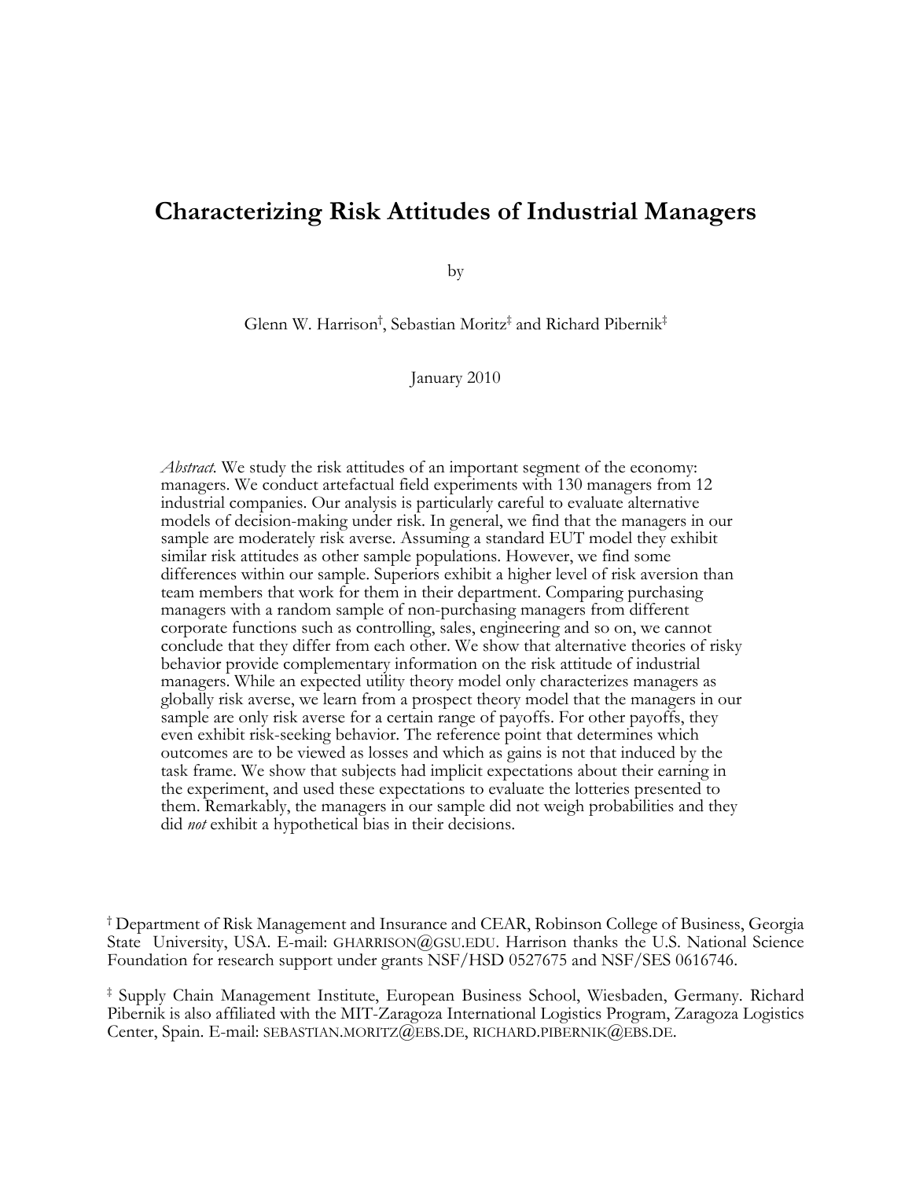# Characterizing Risk Attitudes of Industrial Managers

by

Glenn W. Harrison[†], Sebastian Moritz[‡] and Richard Pibernik[‡]

January 2010

*Abstract*. We study the risk attitudes of an important segment of the economy: managers. We conduct artefactual field experiments with 130 managers from 12 industrial companies. Our analysis is particularly careful to evaluate alternative models of decision-making under risk. In general, we find that the managers in our sample are moderately risk averse. Assuming a standard EUT model they exhibit similar risk attitudes as other sample populations. However, we find some differences within our sample. Superiors exhibit a higher level of risk aversion than team members that work for them in their department. Comparing purchasing managers with a random sample of non-purchasing managers from different corporate functions such as controlling, sales, engineering and so on, we cannot conclude that they differ from each other. We show that alternative theories of risky behavior provide complementary information on the risk attitude of industrial managers. While an expected utility theory model only characterizes managers as globally risk averse, we learn from a prospect theory model that the managers in our sample are only risk averse for a certain range of payoffs. For other payoffs, they even exhibit risk-seeking behavior. The reference point that determines which outcomes are to be viewed as losses and which as gains is not that induced by the task frame. We show that subjects had implicit expectations about their earning in the experiment, and used these expectations to evaluate the lotteries presented to them. Remarkably, the managers in our sample did not weigh probabilities and they did *not* exhibit a hypothetical bias in their decisions.

[†] Department of Risk Management and Insurance and CEAR, Robinson College of Business, Georgia State University, USA. E-mail: GHARRISON@GSU.EDU. Harrison thanks the U.S. National Science Foundation for research support under grants NSF/HSD 0527675 and NSF/SES 0616746.

[‡] Supply Chain Management Institute, European Business School, Wiesbaden, Germany. Richard Pibernik is also affiliated with the MIT-Zaragoza International Logistics Program, Zaragoza Logistics Center, Spain. E-mail: SEBASTIAN.MORITZ@EBS.DE, RICHARD.PIBERNIK@EBS.DE.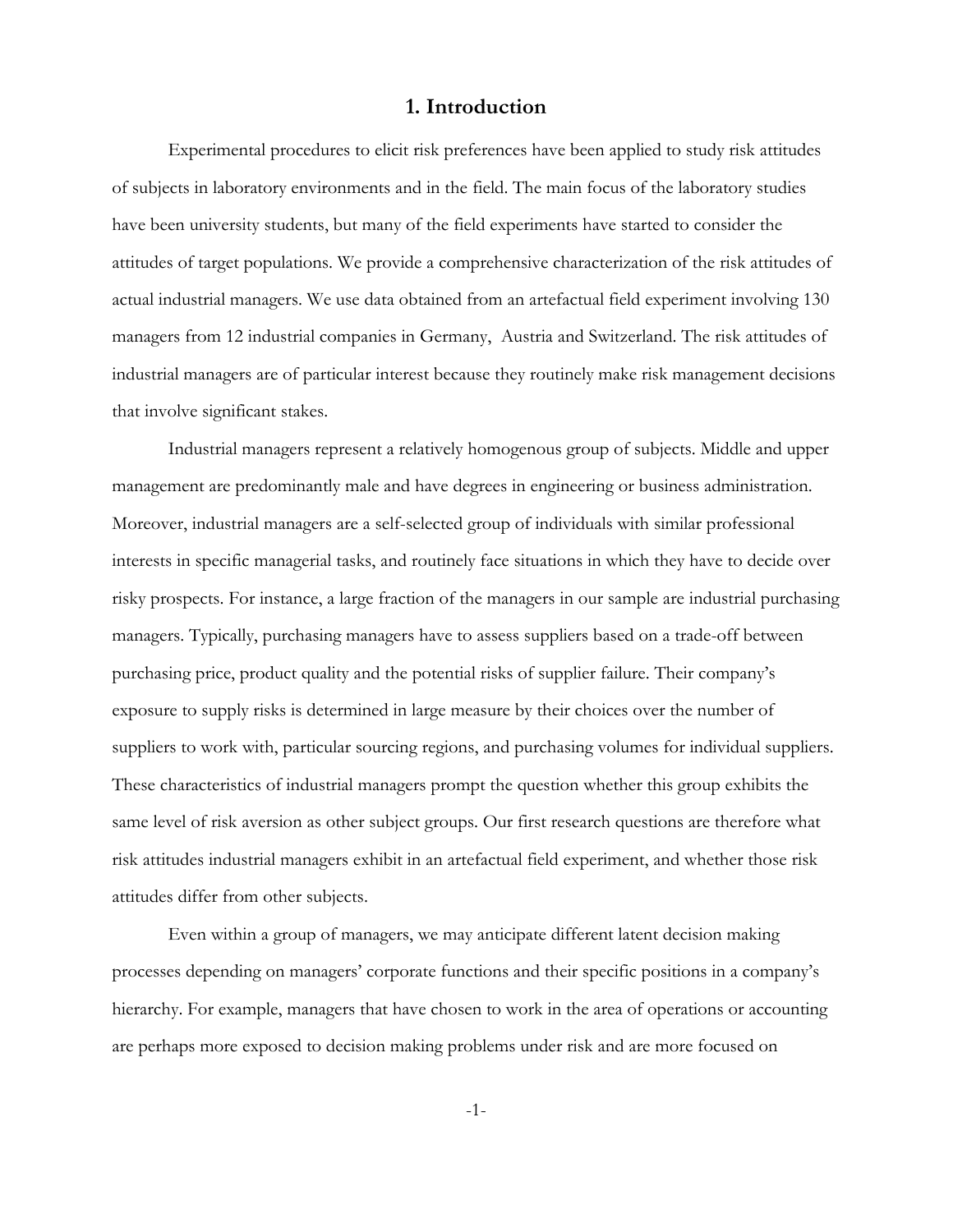# 1. Introduction

Experimental procedures to elicit risk preferences have been applied to study risk attitudes of subjects in laboratory environments and in the field. The main focus of the laboratory studies have been university students, but many of the field experiments have started to consider the attitudes of target populations. We provide a comprehensive characterization of the risk attitudes of actual industrial managers. We use data obtained from an artefactual field experiment involving 130 managers from 12 industrial companies in Germany, Austria and Switzerland. The risk attitudes of industrial managers are of particular interest because they routinely make risk management decisions that involve significant stakes.

Industrial managers represent a relatively homogenous group of subjects. Middle and upper management are predominantly male and have degrees in engineering or business administration. Moreover, industrial managers are a self-selected group of individuals with similar professional interests in specific managerial tasks, and routinely face situations in which they have to decide over risky prospects. For instance, a large fraction of the managers in our sample are industrial purchasing managers. Typically, purchasing managers have to assess suppliers based on a trade-off between purchasing price, product quality and the potential risks of supplier failure. Their company's exposure to supply risks is determined in large measure by their choices over the number of suppliers to work with, particular sourcing regions, and purchasing volumes for individual suppliers. These characteristics of industrial managers prompt the question whether this group exhibits the same level of risk aversion as other subject groups. Our first research questions are therefore what risk attitudes industrial managers exhibit in an artefactual field experiment, and whether those risk attitudes differ from other subjects.

Even within a group of managers, we may anticipate different latent decision making processes depending on managers' corporate functions and their specific positions in a company's hierarchy. For example, managers that have chosen to work in the area of operations or accounting are perhaps more exposed to decision making problems under risk and are more focused on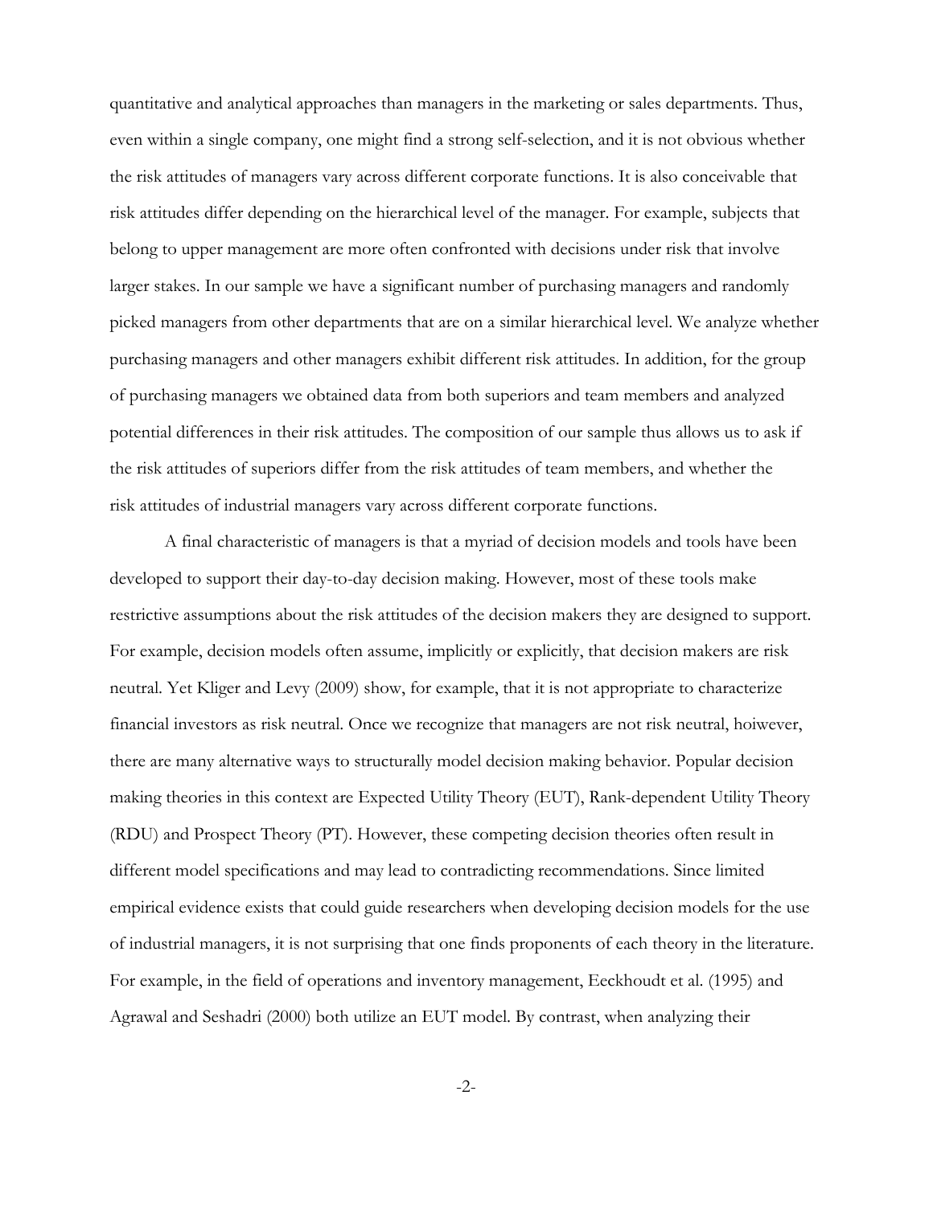quantitative and analytical approaches than managers in the marketing or sales departments. Thus, even within a single company, one might find a strong self-selection, and it is not obvious whether the risk attitudes of managers vary across different corporate functions. It is also conceivable that risk attitudes differ depending on the hierarchical level of the manager. For example, subjects that belong to upper management are more often confronted with decisions under risk that involve larger stakes. In our sample we have a significant number of purchasing managers and randomly picked managers from other departments that are on a similar hierarchical level. We analyze whether purchasing managers and other managers exhibit different risk attitudes. In addition, for the group of purchasing managers we obtained data from both superiors and team members and analyzed potential differences in their risk attitudes. The composition of our sample thus allows us to ask if the risk attitudes of superiors differ from the risk attitudes of team members, and whether the risk attitudes of industrial managers vary across different corporate functions.

A final characteristic of managers is that a myriad of decision models and tools have been developed to support their day-to-day decision making. However, most of these tools make restrictive assumptions about the risk attitudes of the decision makers they are designed to support. For example, decision models often assume, implicitly or explicitly, that decision makers are risk neutral. Yet Kliger and Levy (2009) show, for example, that it is not appropriate to characterize financial investors as risk neutral. Once we recognize that managers are not risk neutral, hoiwever, there are many alternative ways to structurally model decision making behavior. Popular decision making theories in this context are Expected Utility Theory (EUT), Rank-dependent Utility Theory (RDU) and Prospect Theory (PT). However, these competing decision theories often result in different model specifications and may lead to contradicting recommendations. Since limited empirical evidence exists that could guide researchers when developing decision models for the use of industrial managers, it is not surprising that one finds proponents of each theory in the literature. For example, in the field of operations and inventory management, Eeckhoudt et al. (1995) and Agrawal and Seshadri (2000) both utilize an EUT model. By contrast, when analyzing their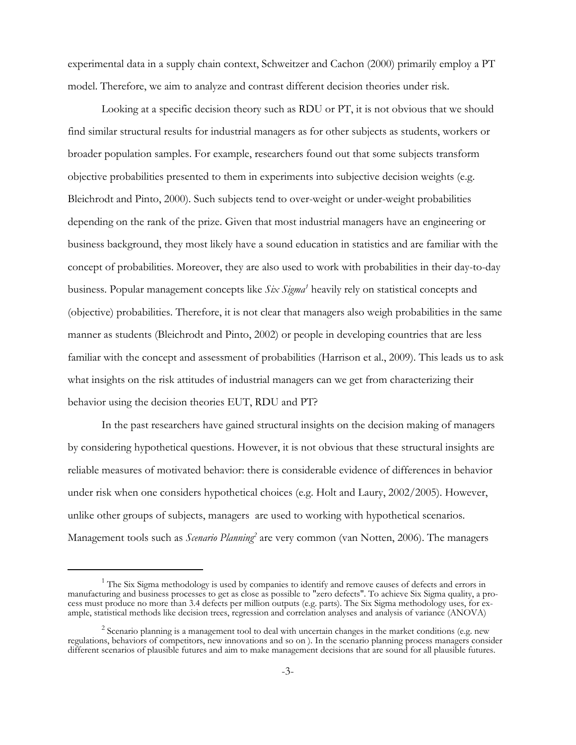experimental data in a supply chain context, Schweitzer and Cachon (2000) primarily employ a PT model. Therefore, we aim to analyze and contrast different decision theories under risk.

Looking at a specific decision theory such as RDU or PT, it is not obvious that we should find similar structural results for industrial managers as for other subjects as students, workers or broader population samples. For example, researchers found out that some subjects transform objective probabilities presented to them in experiments into subjective decision weights (e.g. Bleichrodt and Pinto, 2000). Such subjects tend to over-weight or under-weight probabilities depending on the rank of the prize. Given that most industrial managers have an engineering or business background, they most likely have a sound education in statistics and are familiar with the concept of probabilities. Moreover, they are also used to work with probabilities in their day-to-day business. Popular management concepts like *Six Sigma*[1] heavily rely on statistical concepts and (objective) probabilities. Therefore, it is not clear that managers also weigh probabilities in the same manner as students (Bleichrodt and Pinto, 2002) or people in developing countries that are less familiar with the concept and assessment of probabilities (Harrison et al., 2009). This leads us to ask what insights on the risk attitudes of industrial managers can we get from characterizing their behavior using the decision theories EUT, RDU and PT?

In the past researchers have gained structural insights on the decision making of managers by considering hypothetical questions. However, it is not obvious that these structural insights are reliable measures of motivated behavior: there is considerable evidence of differences in behavior under risk when one considers hypothetical choices (e.g. Holt and Laury, 2002/2005). However, unlike other groups of subjects, managers are used to working with hypothetical scenarios. Management tools such as *Scenario Planning*[2] are very common (van Notten, 2006). The managers

[1] The Six Sigma methodology is used by companies to identify and remove causes of defects and errors in manufacturing and business processes to get as close as possible to "zero defects". To achieve Six Sigma quality, a process must produce no more than 3.4 defects per million outputs (e.g. parts). The Six Sigma methodology uses, for example, statistical methods like decision trees, regression and correlation analyses and analysis of variance (ANOVA)

[2] Scenario planning is a management tool to deal with uncertain changes in the market conditions (e.g. new regulations, behaviors of competitors, new innovations and so on ). In the scenario planning process managers consider different scenarios of plausible futures and aim to make management decisions that are sound for all plausible futures.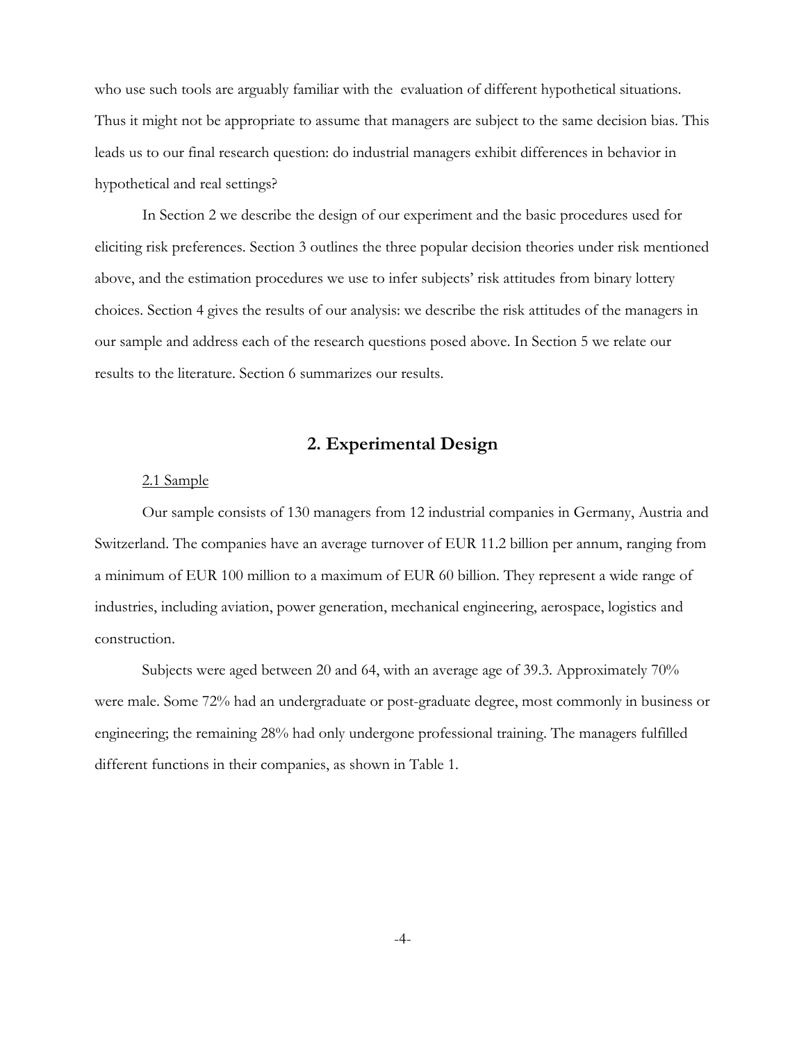who use such tools are arguably familiar with the evaluation of different hypothetical situations. Thus it might not be appropriate to assume that managers are subject to the same decision bias. This leads us to our final research question: do industrial managers exhibit differences in behavior in hypothetical and real settings?

In Section 2 we describe the design of our experiment and the basic procedures used for eliciting risk preferences. Section 3 outlines the three popular decision theories under risk mentioned above, and the estimation procedures we use to infer subjects' risk attitudes from binary lottery choices. Section 4 gives the results of our analysis: we describe the risk attitudes of the managers in our sample and address each of the research questions posed above. In Section 5 we relate our results to the literature. Section 6 summarizes our results.

## 2. Experimental Design

### 2.1 Sample

Our sample consists of 130 managers from 12 industrial companies in Germany, Austria and Switzerland. The companies have an average turnover of EUR 11.2 billion per annum, ranging from a minimum of EUR 100 million to a maximum of EUR 60 billion. They represent a wide range of industries, including aviation, power generation, mechanical engineering, aerospace, logistics and construction.

Subjects were aged between 20 and 64, with an average age of 39.3. Approximately 70% were male. Some 72% had an undergraduate or post-graduate degree, most commonly in business or engineering; the remaining 28% had only undergone professional training. The managers fulfilled different functions in their companies, as shown in Table 1.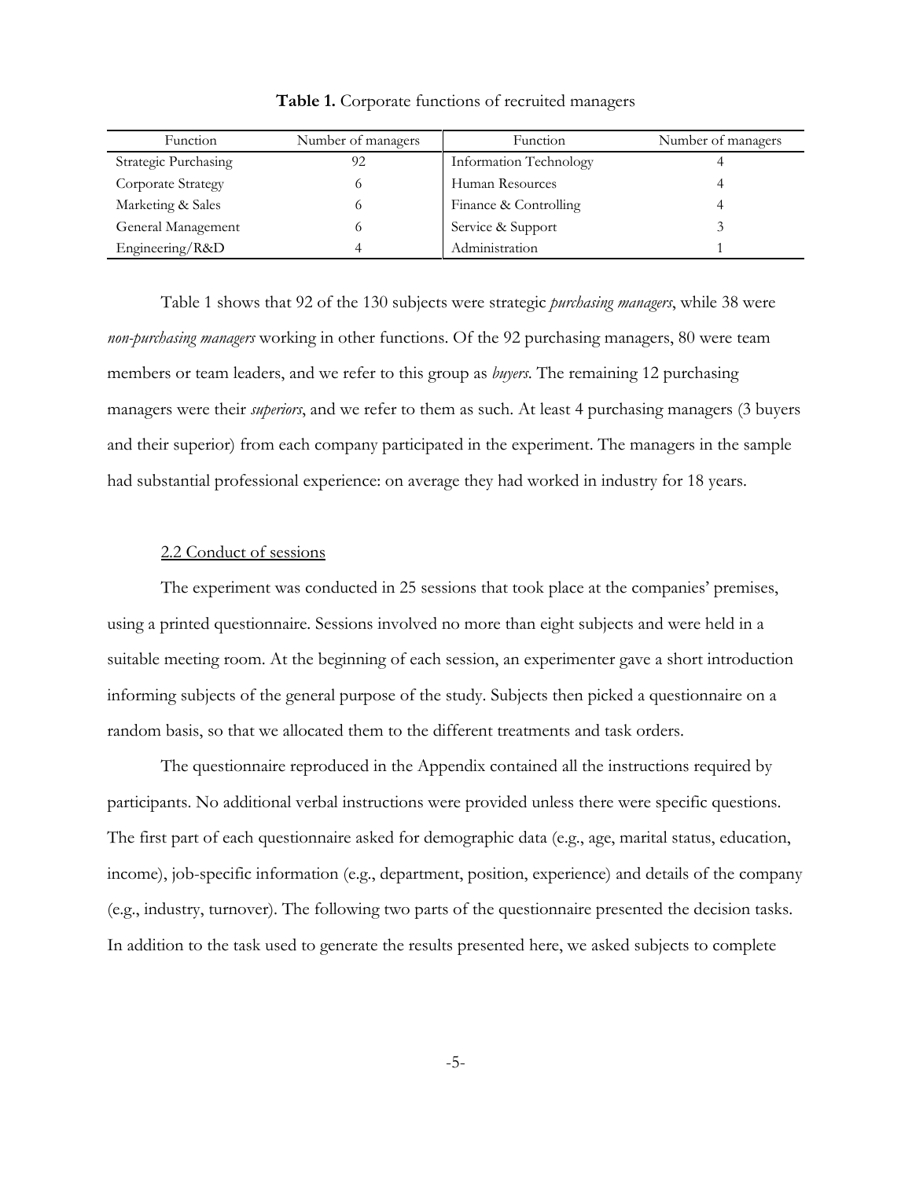**Table 1.** Corporate functions of recruited managers

| Function | Number of managers | Function | Number of managers |
|---|---|---|---|
| Strategic Purchasing | 92 | Information Technology | 4 |
| Corporate Strategy | 6 | Human Resources | 4 |
| Marketing & Sales | 6 | Finance & Controlling | 4 |
| General Management | 6 | Service & Support | 3 |
| Engineering/R&D | 4 | Administration | 1 |

Table 1 shows that 92 of the 130 subjects were strategic *purchasing managers*, while 38 were *non-purchasing managers* working in other functions. Of the 92 purchasing managers, 80 were team members or team leaders, and we refer to this group as *buyers*. The remaining 12 purchasing managers were their *superiors*, and we refer to them as such. At least 4 purchasing managers (3 buyers and their superior) from each company participated in the experiment. The managers in the sample had substantial professional experience: on average they had worked in industry for 18 years.

### 2.2 Conduct of sessions

The experiment was conducted in 25 sessions that took place at the companies' premises, using a printed questionnaire. Sessions involved no more than eight subjects and were held in a suitable meeting room. At the beginning of each session, an experimenter gave a short introduction informing subjects of the general purpose of the study. Subjects then picked a questionnaire on a random basis, so that we allocated them to the different treatments and task orders.

The questionnaire reproduced in the Appendix contained all the instructions required by participants. No additional verbal instructions were provided unless there were specific questions. The first part of each questionnaire asked for demographic data (e.g., age, marital status, education, income), job-specific information (e.g., department, position, experience) and details of the company (e.g., industry, turnover). The following two parts of the questionnaire presented the decision tasks. In addition to the task used to generate the results presented here, we asked subjects to complete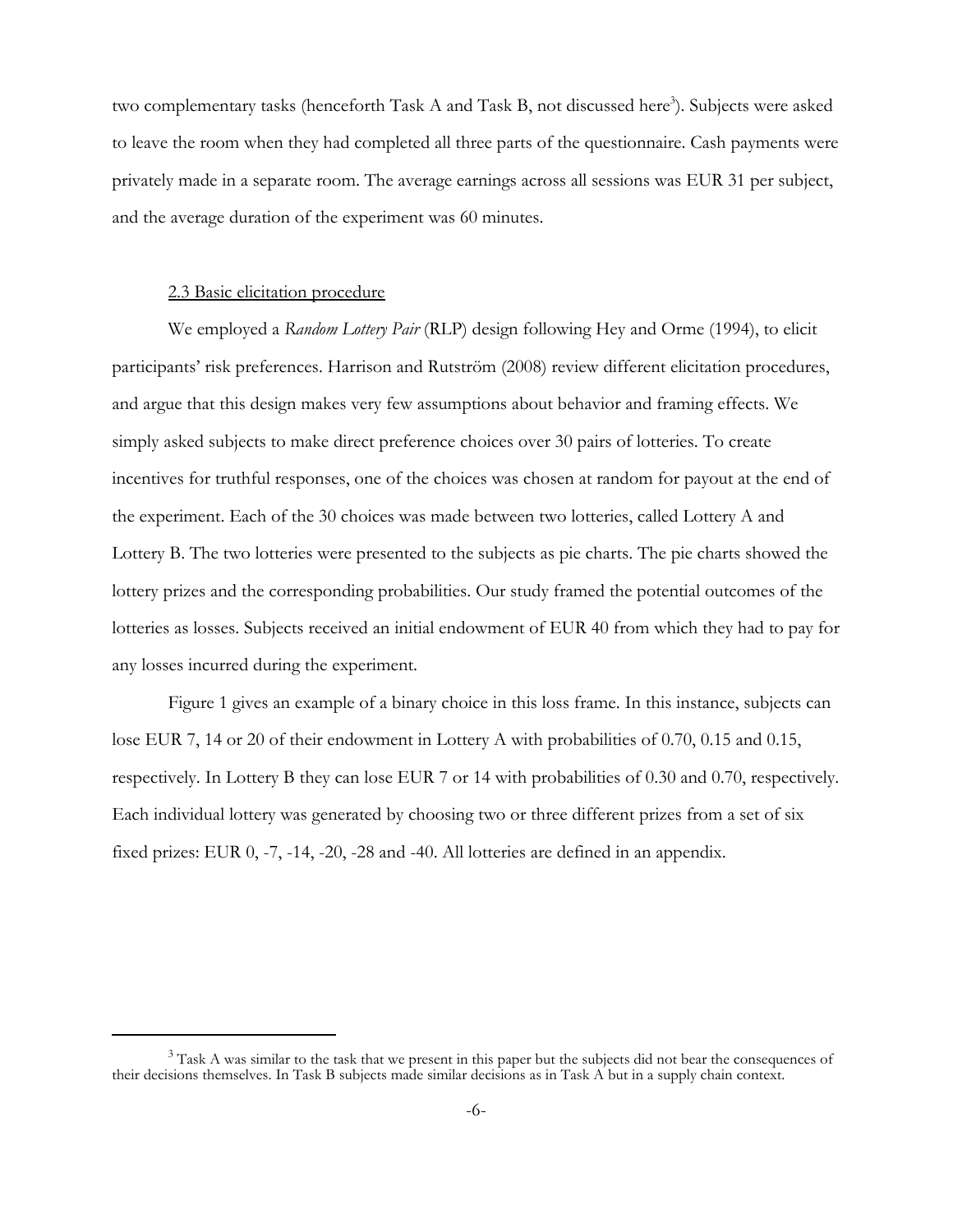two complementary tasks (henceforth Task A and Task B, not discussed here[3]). Subjects were asked to leave the room when they had completed all three parts of the questionnaire. Cash payments were privately made in a separate room. The average earnings across all sessions was EUR 31 per subject, and the average duration of the experiment was 60 minutes.

### 2.3 Basic elicitation procedure

We employed a *Random Lottery Pair* (RLP) design following Hey and Orme (1994), to elicit participants' risk preferences. Harrison and Rutström (2008) review different elicitation procedures, and argue that this design makes very few assumptions about behavior and framing effects. We simply asked subjects to make direct preference choices over 30 pairs of lotteries. To create incentives for truthful responses, one of the choices was chosen at random for payout at the end of the experiment. Each of the 30 choices was made between two lotteries, called Lottery A and Lottery B. The two lotteries were presented to the subjects as pie charts. The pie charts showed the lottery prizes and the corresponding probabilities. Our study framed the potential outcomes of the lotteries as losses. Subjects received an initial endowment of EUR 40 from which they had to pay for any losses incurred during the experiment.

Figure 1 gives an example of a binary choice in this loss frame. In this instance, subjects can lose EUR 7, 14 or 20 of their endowment in Lottery A with probabilities of 0.70, 0.15 and 0.15, respectively. In Lottery B they can lose EUR 7 or 14 with probabilities of 0.30 and 0.70, respectively. Each individual lottery was generated by choosing two or three different prizes from a set of six fixed prizes: EUR 0, -7, -14, -20, -28 and -40. All lotteries are defined in an appendix.

---

[3] Task A was similar to the task that we present in this paper but the subjects did not bear the consequences of their decisions themselves. In Task B subjects made similar decisions as in Task A but in a supply chain context.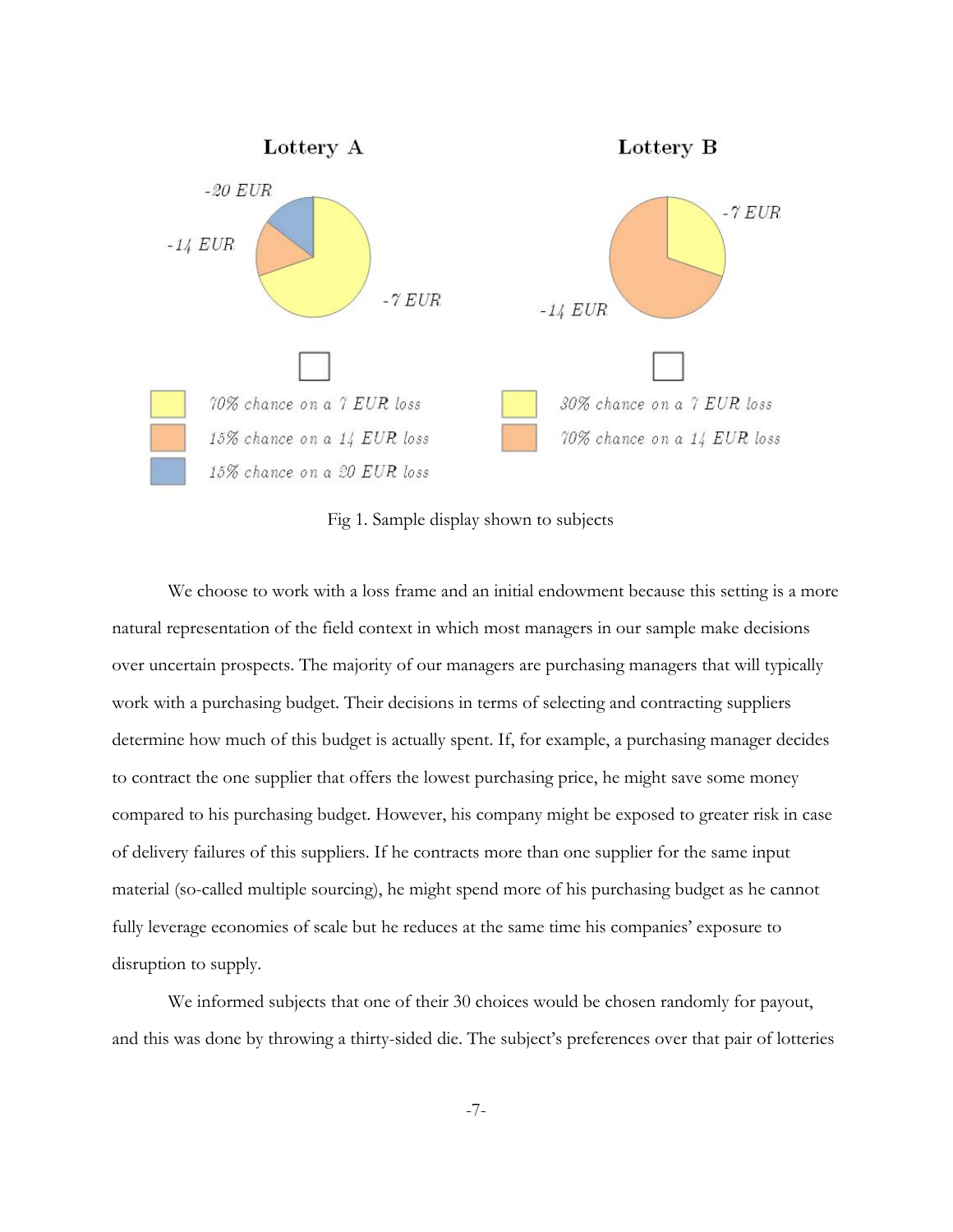Lottery A

-20 EUR

-14 EUR

-7 EUR

70% chance on a 7 EUR loss

15% chance on a 14 EUR loss

15% chance on a 20 EUR loss

Lottery B

-7 EUR

-14 EUR

30% chance on a 7 EUR loss

70% chance on a 14 EUR loss

Fig 1. Sample display shown to subjects

We choose to work with a loss frame and an initial endowment because this setting is a more natural representation of the field context in which most managers in our sample make decisions over uncertain prospects. The majority of our managers are purchasing managers that will typically work with a purchasing budget. Their decisions in terms of selecting and contracting suppliers determine how much of this budget is actually spent. If, for example, a purchasing manager decides to contract the one supplier that offers the lowest purchasing price, he might save some money compared to his purchasing budget. However, his company might be exposed to greater risk in case of delivery failures of this suppliers. If he contracts more than one supplier for the same input material (so-called multiple sourcing), he might spend more of his purchasing budget as he cannot fully leverage economies of scale but he reduces at the same time his companies' exposure to disruption to supply.

We informed subjects that one of their 30 choices would be chosen randomly for payout, and this was done by throwing a thirty-sided die. The subject's preferences over that pair of lotteries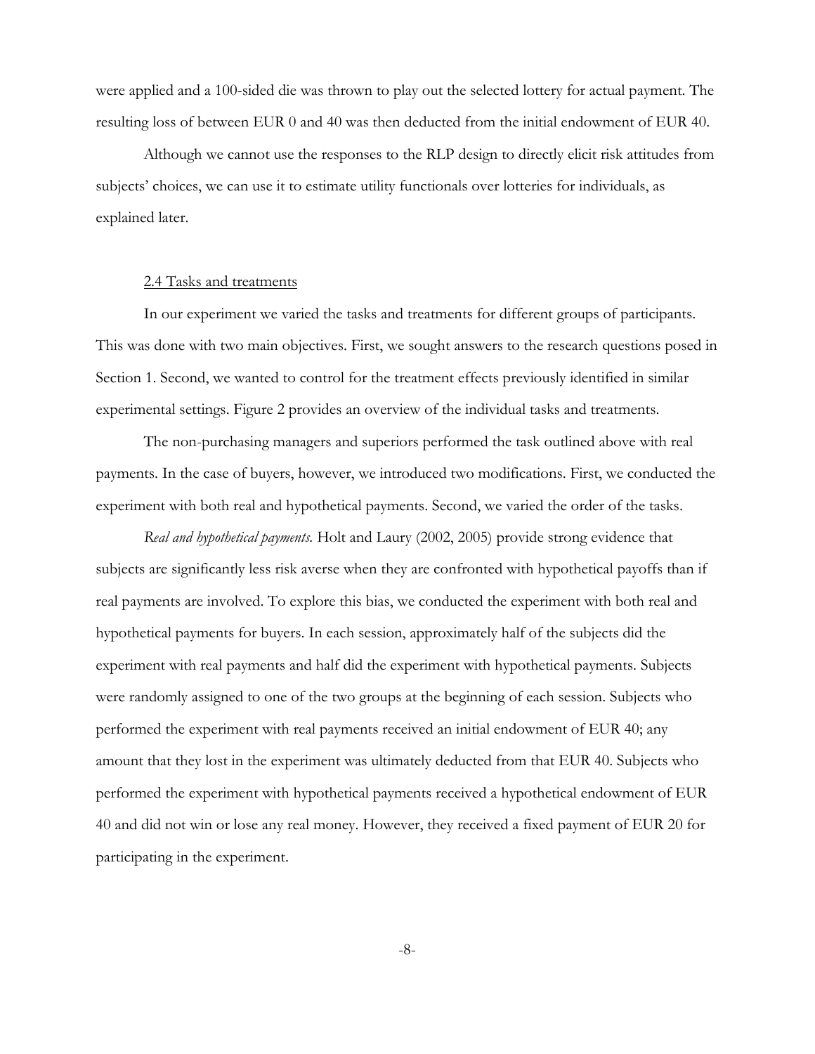were applied and a 100-sided die was thrown to play out the selected lottery for actual payment. The resulting loss of between EUR 0 and 40 was then deducted from the initial endowment of EUR 40.

Although we cannot use the responses to the RLP design to directly elicit risk attitudes from subjects' choices, we can use it to estimate utility functionals over lotteries for individuals, as explained later.

### 2.4 Tasks and treatments

In our experiment we varied the tasks and treatments for different groups of participants. This was done with two main objectives. First, we sought answers to the research questions posed in Section 1. Second, we wanted to control for the treatment effects previously identified in similar experimental settings. Figure 2 provides an overview of the individual tasks and treatments.

The non-purchasing managers and superiors performed the task outlined above with real payments. In the case of buyers, however, we introduced two modifications. First, we conducted the experiment with both real and hypothetical payments. Second, we varied the order of the tasks.

*Real and hypothetical payments.* Holt and Laury (2002, 2005) provide strong evidence that subjects are significantly less risk averse when they are confronted with hypothetical payoffs than if real payments are involved. To explore this bias, we conducted the experiment with both real and hypothetical payments for buyers. In each session, approximately half of the subjects did the experiment with real payments and half did the experiment with hypothetical payments. Subjects were randomly assigned to one of the two groups at the beginning of each session. Subjects who performed the experiment with real payments received an initial endowment of EUR 40; any amount that they lost in the experiment was ultimately deducted from that EUR 40. Subjects who performed the experiment with hypothetical payments received a hypothetical endowment of EUR 40 and did not win or lose any real money. However, they received a fixed payment of EUR 20 for participating in the experiment.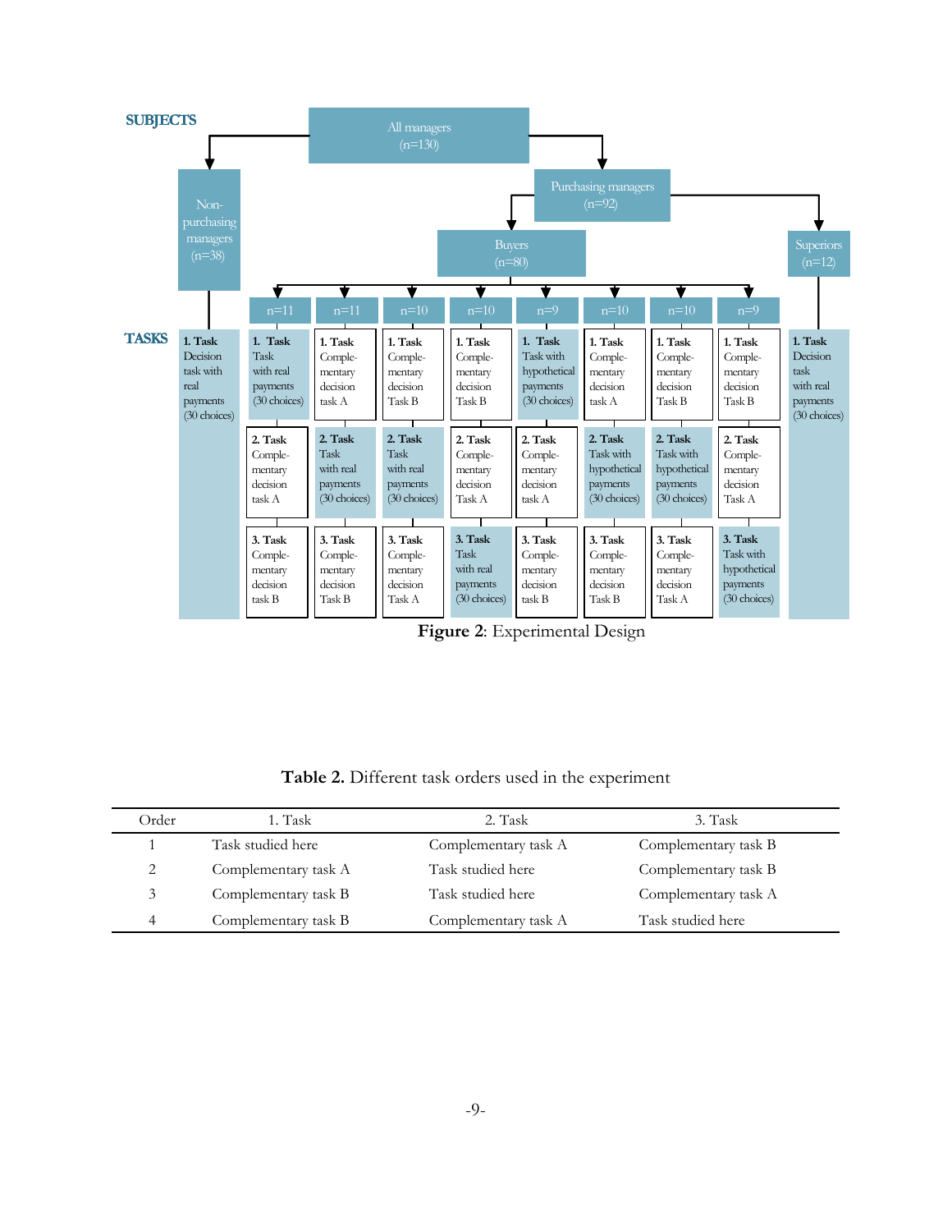**SUBJECTS**

- All managers (n=130)
  - Non-purchasing managers (n=38)
  - Purchasing managers (n=92)
    - Buyers (n=80)
    - Superiors (n=12)

**TASKS**

| Group | 1. Task | 2. Task | 3. Task |
|---|---|---|---|
| Non-purchasing managers (n=38) | Decision task with real payments (30 choices) | | |
| Buyers (n=11) | Task with real payments (30 choices) | Complementary decision task A | Complementary decision task B |
| Buyers (n=11) | Complementary decision task A | Task with real payments (30 choices) | Complementary decision Task B |
| Buyers (n=10) | Complementary decision Task B | Task with real payments (30 choices) | Complementary decision Task A |
| Buyers (n=10) | Complementary decision Task B | Complementary decision Task A | Task with real payments (30 choices) |
| Buyers (n=9) | Task with hypothetical payments (30 choices) | Complementary decision task A | Complementary decision task B |
| Buyers (n=10) | Complementary decision task A | Task with hypothetical payments (30 choices) | Complementary decision Task B |
| Buyers (n=10) | Complementary decision Task B | Task with hypothetical payments (30 choices) | Complementary decision Task A |
| Buyers (n=9) | Complementary decision Task B | Complementary decision Task A | Task with hypothetical payments (30 choices) |
| Superiors (n=12) | Decision task with real payments (30 choices) | | |

**Figure 2**: Experimental Design

**Table 2.** Different task orders used in the experiment

| Order | 1. Task | 2. Task | 3. Task |
|---|---|---|---|
| 1 | Task studied here | Complementary task A | Complementary task B |
| 2 | Complementary task A | Task studied here | Complementary task B |
| 3 | Complementary task B | Task studied here | Complementary task A |
| 4 | Complementary task B | Complementary task A | Task studied here |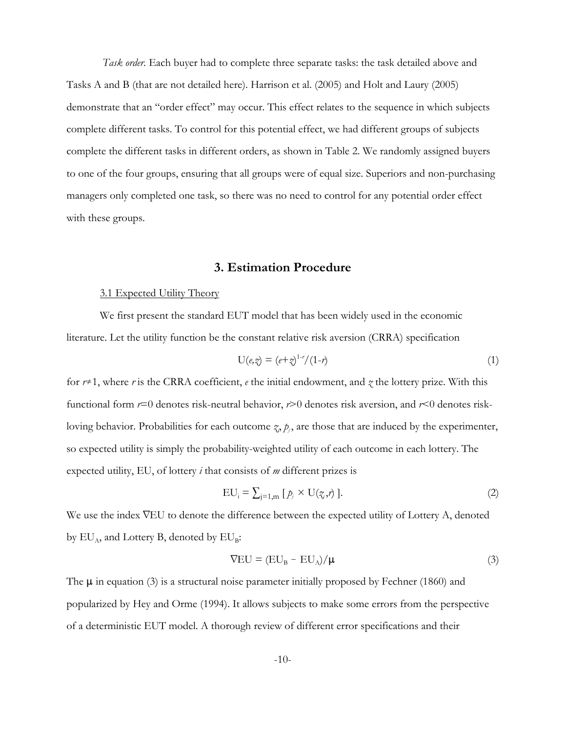*Task order.* Each buyer had to complete three separate tasks: the task detailed above and Tasks A and B (that are not detailed here). Harrison et al. (2005) and Holt and Laury (2005) demonstrate that an "order effect" may occur. This effect relates to the sequence in which subjects complete different tasks. To control for this potential effect, we had different groups of subjects complete the different tasks in different orders, as shown in Table 2. We randomly assigned buyers to one of the four groups, ensuring that all groups were of equal size. Superiors and non-purchasing managers only completed one task, so there was no need to control for any potential order effect with these groups.

## 3. Estimation Procedure

### 3.1 Expected Utility Theory

We first present the standard EUT model that has been widely used in the economic literature. Let the utility function be the constant relative risk aversion (CRRA) specification

$$\mathrm{U}(e,z) = (e+z)^{1-r}/(1-r) \tag{1}$$

for $r \neq 1$, where $r$ is the CRRA coefficient, $e$ the initial endowment, and $z$ the lottery prize. With this functional form $r=0$ denotes risk-neutral behavior, $r>0$ denotes risk aversion, and $r<0$ denotes risk-loving behavior. Probabilities for each outcome $z$, $p_j$, are those that are induced by the experimenter, so expected utility is simply the probability-weighted utility of each outcome in each lottery. The expected utility, EU, of lottery $i$ that consists of $m$ different prizes is

$$\mathrm{EU}_i = \sum_{j=1,m} [\, p_j \times \mathrm{U}(z,r) \,]. \tag{2}$$

We use the index $\nabla$EU to denote the difference between the expected utility of Lottery A, denoted by $\mathrm{EU}_A$, and Lottery B, denoted by $\mathrm{EU}_B$:

$$\nabla \mathrm{EU} = (\mathrm{EU}_B - \mathrm{EU}_A)/\mu \tag{3}$$

The $\mu$ in equation (3) is a structural noise parameter initially proposed by Fechner (1860) and popularized by Hey and Orme (1994). It allows subjects to make some errors from the perspective of a deterministic EUT model. A thorough review of different error specifications and their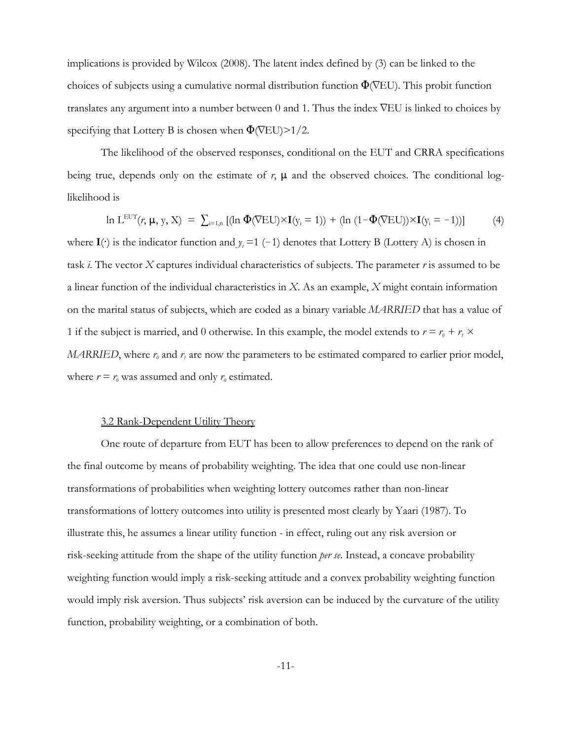implications is provided by Wilcox (2008). The latent index defined by (3) can be linked to the choices of subjects using a cumulative normal distribution function $\Phi(\nabla EU)$. This probit function translates any argument into a number between 0 and 1. Thus the index $\nabla EU$ is linked to choices by specifying that Lottery B is chosen when $\Phi(\nabla EU)>1/2$.

The likelihood of the observed responses, conditional on the EUT and CRRA specifications being true, depends only on the estimate of $r$, $\mu$ and the observed choices. The conditional log-likelihood is

$$\ln L^{EUT}(r, \mu, y, X) = \sum_{i=1,n} [(\ln \Phi(\nabla EU)\times \mathbf{I}(y_i = 1)) + (\ln (1-\Phi(\nabla EU))\times \mathbf{I}(y_i = -1))] \tag{4}$$

where $\mathbf{I}(\cdot)$ is the indicator function and $y_i = 1$ $(-1)$ denotes that Lottery B (Lottery A) is chosen in task $i$. The vector $X$ captures individual characteristics of subjects. The parameter $r$ is assumed to be a linear function of the individual characteristics in $X$. As an example, $X$ might contain information on the marital status of subjects, which are coded as a binary variable *MARRIED* that has a value of 1 if the subject is married, and 0 otherwise. In this example, the model extends to $r = r_0 + r_1 \times$ *MARRIED*, where $r_0$ and $r_1$ are now the parameters to be estimated compared to earlier prior model, where $r = r_0$ was assumed and only $r_0$ estimated.

### 3.2 Rank-Dependent Utility Theory

One route of departure from EUT has been to allow preferences to depend on the rank of the final outcome by means of probability weighting. The idea that one could use non-linear transformations of probabilities when weighting lottery outcomes rather than non-linear transformations of lottery outcomes into utility is presented most clearly by Yaari (1987). To illustrate this, he assumes a linear utility function - in effect, ruling out any risk aversion or risk-seeking attitude from the shape of the utility function *per se.* Instead, a concave probability weighting function would imply a risk-seeking attitude and a convex probability weighting function would imply risk aversion. Thus subjects' risk aversion can be induced by the curvature of the utility function, probability weighting, or a combination of both.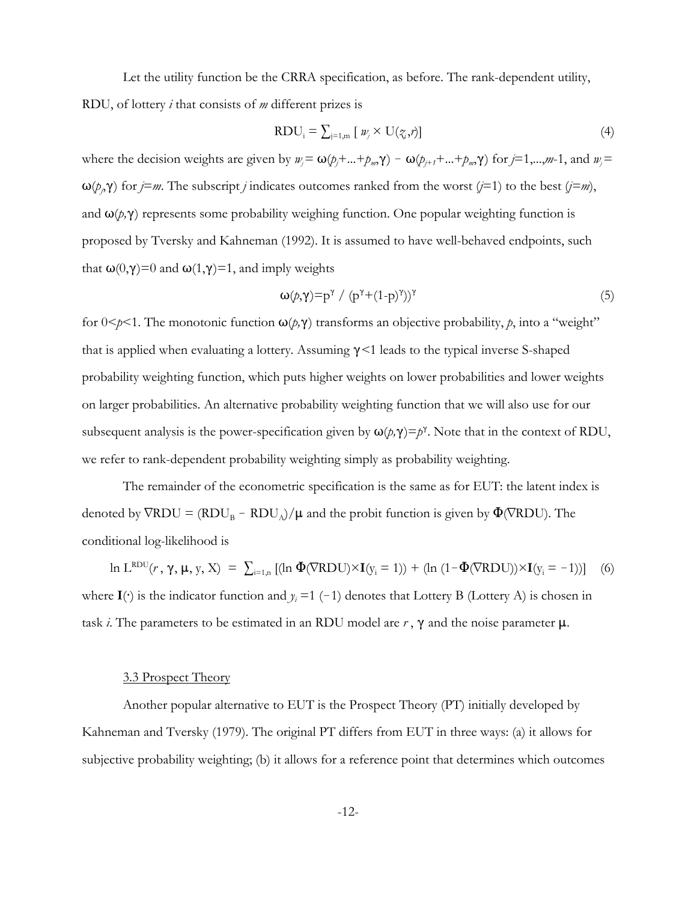Let the utility function be the CRRA specification, as before. The rank-dependent utility, RDU, of lottery *i* that consists of *m* different prizes is

$$\text{RDU}_i = \sum_{j=1,m} [\, w_j \times \text{U}(z_j, r)] \tag{4}$$

where the decision weights are given by $w_j = \omega(p_j+...+p_m,\gamma) - \omega(p_{j+1}+...+p_m,\gamma)$ for $j$=1,...,$m$-1, and $w_j = \omega(p_j,\gamma)$ for $j$=$m$. The subscript $j$ indicates outcomes ranked from the worst ($j$=1) to the best ($j$=$m$), and $\omega(p,\gamma)$ represents some probability weighing function. One popular weighting function is proposed by Tversky and Kahneman (1992). It is assumed to have well-behaved endpoints, such that $\omega(0,\gamma)=0$ and $\omega(1,\gamma)=1$, and imply weights

$$\omega(p,\gamma)=p^{\gamma} \,/\, (p^{\gamma}+(1-p)^{\gamma}))^{\gamma} \tag{5}$$

for $0<p<1$. The monotonic function $\omega(p,\gamma)$ transforms an objective probability, $p$, into a "weight" that is applied when evaluating a lottery. Assuming $\gamma<1$ leads to the typical inverse S-shaped probability weighting function, which puts higher weights on lower probabilities and lower weights on larger probabilities. An alternative probability weighting function that we will also use for our subsequent analysis is the power-specification given by $\omega(p,\gamma)=p^{\gamma}$. Note that in the context of RDU, we refer to rank-dependent probability weighting simply as probability weighting.

The remainder of the econometric specification is the same as for EUT: the latent index is denoted by $\nabla\text{RDU} = (\text{RDU}_B - \text{RDU}_A)/\mu$ and the probit function is given by $\Phi(\nabla\text{RDU})$. The conditional log-likelihood is

$$\ln \text{L}^{\text{RDU}}(r\,, \gamma, \mu, \text{y}, \text{X}) \;=\; \sum_{i=1,n} [(\ln \Phi(\nabla\text{RDU})\times\mathbf{I}(\text{y}_i = 1)) + (\ln (1-\Phi(\nabla\text{RDU}))\times\mathbf{I}(\text{y}_i = -1))] \tag{6}$$

where $\mathbf{I}(\cdot)$ is the indicator function and $y_i$ =1 (−1) denotes that Lottery B (Lottery A) is chosen in task *i*. The parameters to be estimated in an RDU model are $r$, $\gamma$ and the noise parameter $\mu$.

### 3.3 Prospect Theory

Another popular alternative to EUT is the Prospect Theory (PT) initially developed by Kahneman and Tversky (1979). The original PT differs from EUT in three ways: (a) it allows for subjective probability weighting; (b) it allows for a reference point that determines which outcomes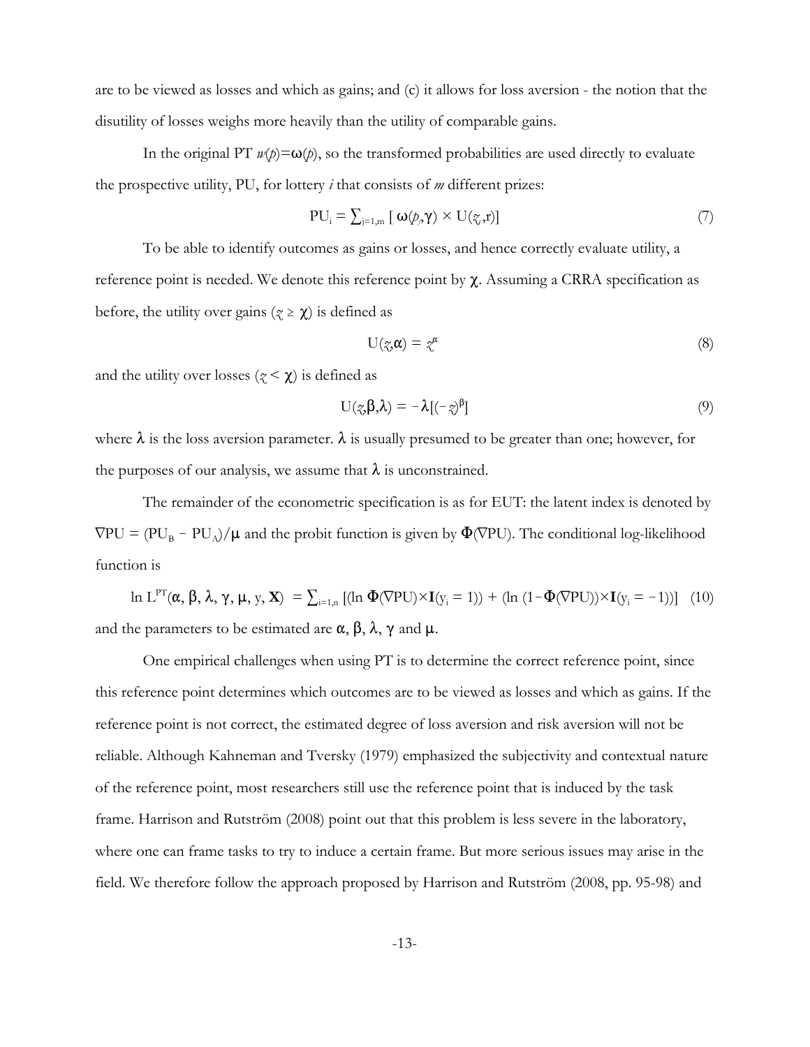are to be viewed as losses and which as gains; and (c) it allows for loss aversion - the notion that the disutility of losses weighs more heavily than the utility of comparable gains.

In the original PT $w(p)=\omega(p)$, so the transformed probabilities are used directly to evaluate the prospective utility, PU, for lottery $i$ that consists of $m$ different prizes:

$$\mathrm{PU}_i = \sum_{j=1,m} [\, \omega(p_j,\gamma) \times \mathrm{U}(z_j,\mathrm{r})] \tag{7}$$

To be able to identify outcomes as gains or losses, and hence correctly evaluate utility, a reference point is needed. We denote this reference point by $\chi$. Assuming a CRRA specification as before, the utility over gains ($z \geq \chi$) is defined as

$$\mathrm{U}(z,\alpha) = z^{\alpha} \tag{8}$$

and the utility over losses ($z < \chi$) is defined as

$$\mathrm{U}(z,\beta,\lambda) = -\lambda[(-z)^{\beta}] \tag{9}$$

where $\lambda$ is the loss aversion parameter. $\lambda$ is usually presumed to be greater than one; however, for the purposes of our analysis, we assume that $\lambda$ is unconstrained.

The remainder of the econometric specification is as for EUT: the latent index is denoted by $\nabla\mathrm{PU} = (\mathrm{PU}_B - \mathrm{PU}_A)/\mu$ and the probit function is given by $\Phi(\nabla\mathrm{PU})$. The conditional log-likelihood function is

$$\ln \mathrm{L}^{\mathrm{PT}}(\alpha, \beta, \lambda, \gamma, \mu, \mathrm{y}, \mathbf{X}) = \sum_{i=1,n} [(\ln \Phi(\nabla\mathrm{PU}) \times \mathbf{I}(\mathrm{y}_i = 1)) + (\ln (1-\Phi(\nabla\mathrm{PU})) \times \mathbf{I}(\mathrm{y}_i = -1))] \tag{10}$$

and the parameters to be estimated are $\alpha$, $\beta$, $\lambda$, $\gamma$ and $\mu$.

One empirical challenges when using PT is to determine the correct reference point, since this reference point determines which outcomes are to be viewed as losses and which as gains. If the reference point is not correct, the estimated degree of loss aversion and risk aversion will not be reliable. Although Kahneman and Tversky (1979) emphasized the subjectivity and contextual nature of the reference point, most researchers still use the reference point that is induced by the task frame. Harrison and Rutström (2008) point out that this problem is less severe in the laboratory, where one can frame tasks to try to induce a certain frame. But more serious issues may arise in the field. We therefore follow the approach proposed by Harrison and Rutström (2008, pp. 95-98) and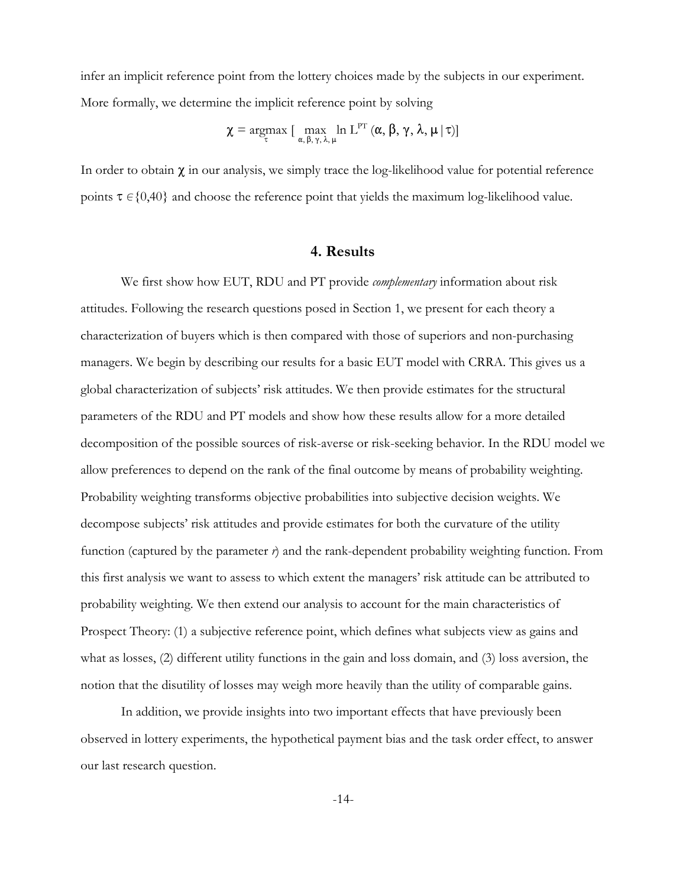infer an implicit reference point from the lottery choices made by the subjects in our experiment. More formally, we determine the implicit reference point by solving

$$\chi = \underset{\tau}{\operatorname{argmax}} \left[ \max_{\alpha, \beta, \gamma, \lambda, \mu} \ln L^{PT} (\alpha, \beta, \gamma, \lambda, \mu \mid \tau) \right]$$

In order to obtain $\chi$ in our analysis, we simply trace the log-likelihood value for potential reference points $\tau \in \{0,40\}$ and choose the reference point that yields the maximum log-likelihood value.

## 4. Results

We first show how EUT, RDU and PT provide *complementary* information about risk attitudes. Following the research questions posed in Section 1, we present for each theory a characterization of buyers which is then compared with those of superiors and non-purchasing managers. We begin by describing our results for a basic EUT model with CRRA. This gives us a global characterization of subjects' risk attitudes. We then provide estimates for the structural parameters of the RDU and PT models and show how these results allow for a more detailed decomposition of the possible sources of risk-averse or risk-seeking behavior. In the RDU model we allow preferences to depend on the rank of the final outcome by means of probability weighting. Probability weighting transforms objective probabilities into subjective decision weights. We decompose subjects' risk attitudes and provide estimates for both the curvature of the utility function (captured by the parameter *r*) and the rank-dependent probability weighting function. From this first analysis we want to assess to which extent the managers' risk attitude can be attributed to probability weighting. We then extend our analysis to account for the main characteristics of Prospect Theory: (1) a subjective reference point, which defines what subjects view as gains and what as losses, (2) different utility functions in the gain and loss domain, and (3) loss aversion, the notion that the disutility of losses may weigh more heavily than the utility of comparable gains.

In addition, we provide insights into two important effects that have previously been observed in lottery experiments, the hypothetical payment bias and the task order effect, to answer our last research question.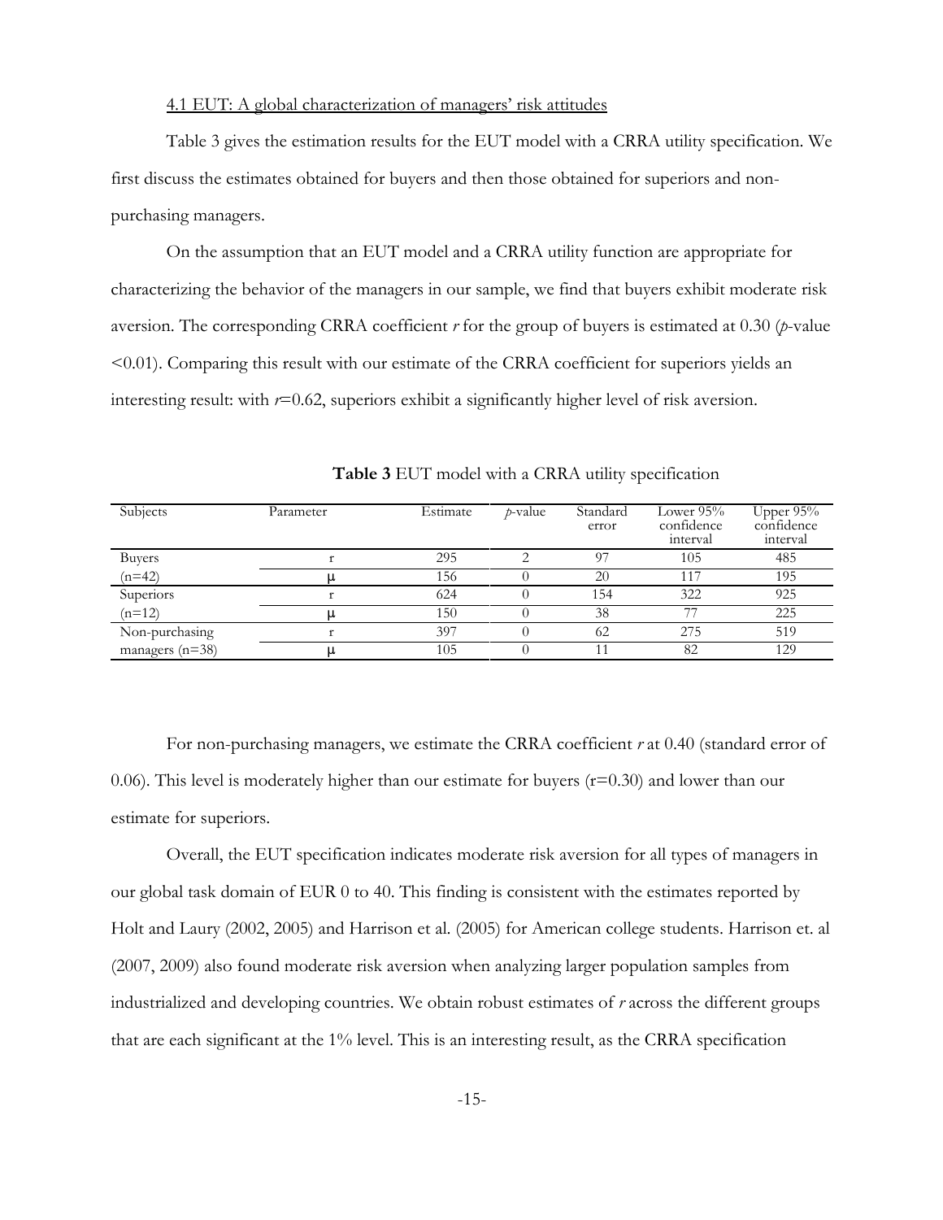4.1 EUT: A global characterization of managers' risk attitudes

Table 3 gives the estimation results for the EUT model with a CRRA utility specification. We first discuss the estimates obtained for buyers and then those obtained for superiors and non-purchasing managers.

On the assumption that an EUT model and a CRRA utility function are appropriate for characterizing the behavior of the managers in our sample, we find that buyers exhibit moderate risk aversion. The corresponding CRRA coefficient *r* for the group of buyers is estimated at 0.30 (*p*-value <0.01). Comparing this result with our estimate of the CRRA coefficient for superiors yields an interesting result: with *r*=0.62, superiors exhibit a significantly higher level of risk aversion.

**Table 3** EUT model with a CRRA utility specification

| Subjects | Parameter | Estimate | *p*-value | Standard error | Lower 95% confidence interval | Upper 95% confidence interval |
|---|---|---|---|---|---|---|
| Buyers | r | 295 | 2 | 97 | 105 | 485 |
| (n=42) | μ | 156 | 0 | 20 | 117 | 195 |
| Superiors | r | 624 | 0 | 154 | 322 | 925 |
| (n=12) | μ | 150 | 0 | 38 | 77 | 225 |
| Non-purchasing | r | 397 | 0 | 62 | 275 | 519 |
| managers (n=38) | μ | 105 | 0 | 11 | 82 | 129 |

For non-purchasing managers, we estimate the CRRA coefficient *r* at 0.40 (standard error of 0.06). This level is moderately higher than our estimate for buyers (r=0.30) and lower than our estimate for superiors.

Overall, the EUT specification indicates moderate risk aversion for all types of managers in our global task domain of EUR 0 to 40. This finding is consistent with the estimates reported by Holt and Laury (2002, 2005) and Harrison et al. (2005) for American college students. Harrison et. al (2007, 2009) also found moderate risk aversion when analyzing larger population samples from industrialized and developing countries. We obtain robust estimates of *r* across the different groups that are each significant at the 1% level. This is an interesting result, as the CRRA specification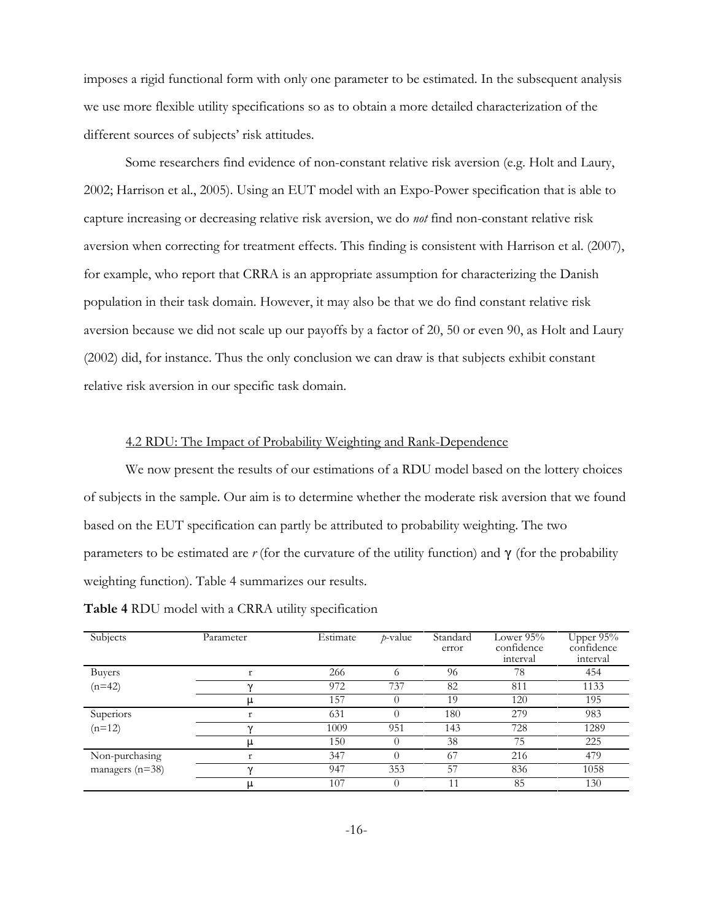imposes a rigid functional form with only one parameter to be estimated. In the subsequent analysis we use more flexible utility specifications so as to obtain a more detailed characterization of the different sources of subjects' risk attitudes.

Some researchers find evidence of non-constant relative risk aversion (e.g. Holt and Laury, 2002; Harrison et al., 2005). Using an EUT model with an Expo-Power specification that is able to capture increasing or decreasing relative risk aversion, we do *not* find non-constant relative risk aversion when correcting for treatment effects. This finding is consistent with Harrison et al. (2007), for example, who report that CRRA is an appropriate assumption for characterizing the Danish population in their task domain. However, it may also be that we do find constant relative risk aversion because we did not scale up our payoffs by a factor of 20, 50 or even 90, as Holt and Laury (2002) did, for instance. Thus the only conclusion we can draw is that subjects exhibit constant relative risk aversion in our specific task domain.

### 4.2 RDU: The Impact of Probability Weighting and Rank-Dependence

We now present the results of our estimations of a RDU model based on the lottery choices of subjects in the sample. Our aim is to determine whether the moderate risk aversion that we found based on the EUT specification can partly be attributed to probability weighting. The two parameters to be estimated are *r* (for the curvature of the utility function) and $\gamma$ (for the probability weighting function). Table 4 summarizes our results.

**Table 4** RDU model with a CRRA utility specification

| Subjects | Parameter | Estimate | *p*-value | Standard error | Lower 95% confidence interval | Upper 95% confidence interval |
|---|---|---|---|---|---|---|
| Buyers | r | 266 | 6 | 96 | 78 | 454 |
| (n=42) | $\gamma$ | 972 | 737 | 82 | 811 | 1133 |
| | $\mu$ | 157 | 0 | 19 | 120 | 195 |
| Superiors | r | 631 | 0 | 180 | 279 | 983 |
| (n=12) | $\gamma$ | 1009 | 951 | 143 | 728 | 1289 |
| | $\mu$ | 150 | 0 | 38 | 75 | 225 |
| Non-purchasing | r | 347 | 0 | 67 | 216 | 479 |
| managers (n=38) | $\gamma$ | 947 | 353 | 57 | 836 | 1058 |
| | $\mu$ | 107 | 0 | 11 | 85 | 130 |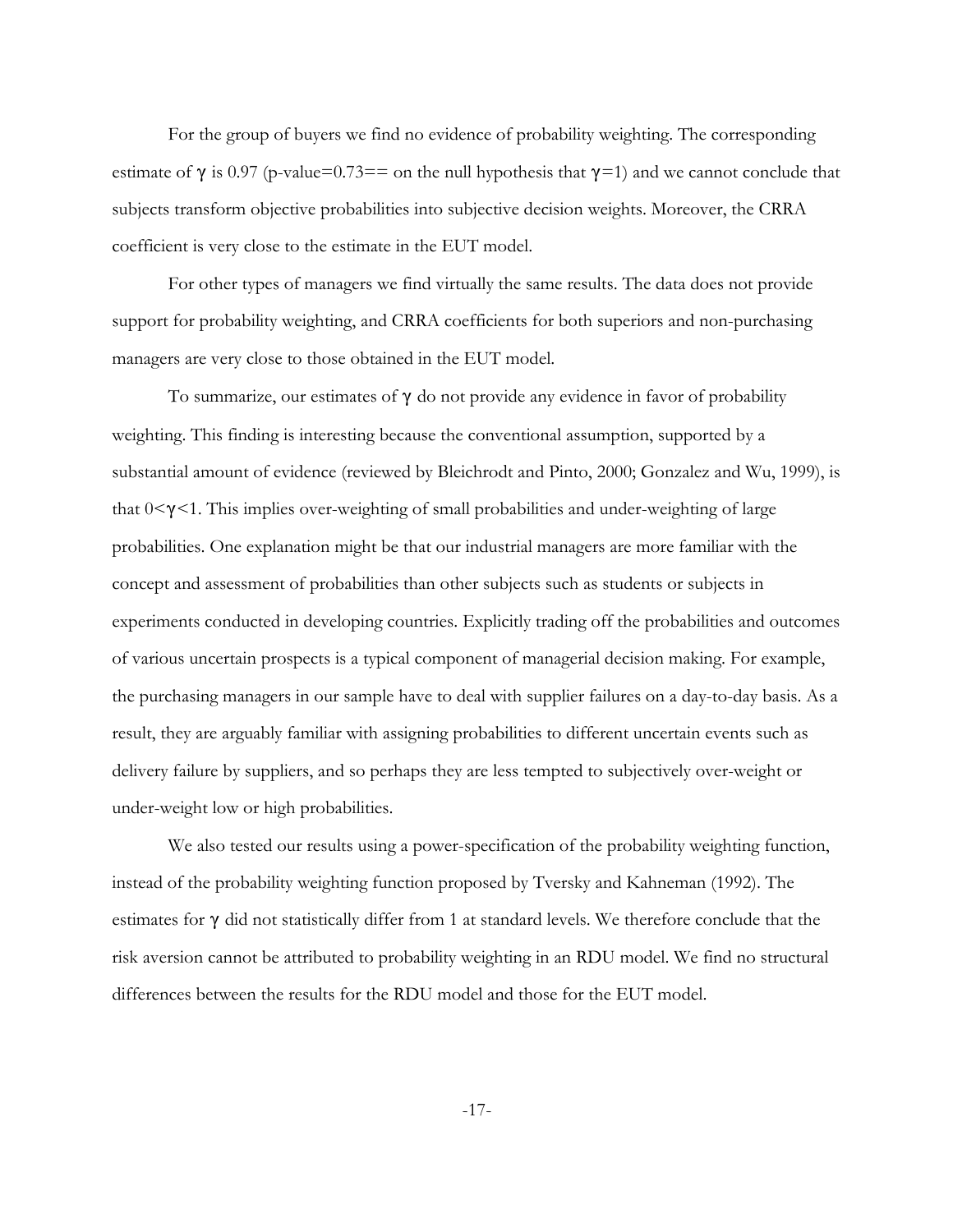For the group of buyers we find no evidence of probability weighting. The corresponding estimate of $\gamma$ is 0.97 (p-value=0.73== on the null hypothesis that $\gamma=1$) and we cannot conclude that subjects transform objective probabilities into subjective decision weights. Moreover, the CRRA coefficient is very close to the estimate in the EUT model.

For other types of managers we find virtually the same results. The data does not provide support for probability weighting, and CRRA coefficients for both superiors and non-purchasing managers are very close to those obtained in the EUT model.

To summarize, our estimates of $\gamma$ do not provide any evidence in favor of probability weighting. This finding is interesting because the conventional assumption, supported by a substantial amount of evidence (reviewed by Bleichrodt and Pinto, 2000; Gonzalez and Wu, 1999), is that $0<\gamma<1$. This implies over-weighting of small probabilities and under-weighting of large probabilities. One explanation might be that our industrial managers are more familiar with the concept and assessment of probabilities than other subjects such as students or subjects in experiments conducted in developing countries. Explicitly trading off the probabilities and outcomes of various uncertain prospects is a typical component of managerial decision making. For example, the purchasing managers in our sample have to deal with supplier failures on a day-to-day basis. As a result, they are arguably familiar with assigning probabilities to different uncertain events such as delivery failure by suppliers, and so perhaps they are less tempted to subjectively over-weight or under-weight low or high probabilities.

We also tested our results using a power-specification of the probability weighting function, instead of the probability weighting function proposed by Tversky and Kahneman (1992). The estimates for $\gamma$ did not statistically differ from 1 at standard levels. We therefore conclude that the risk aversion cannot be attributed to probability weighting in an RDU model. We find no structural differences between the results for the RDU model and those for the EUT model.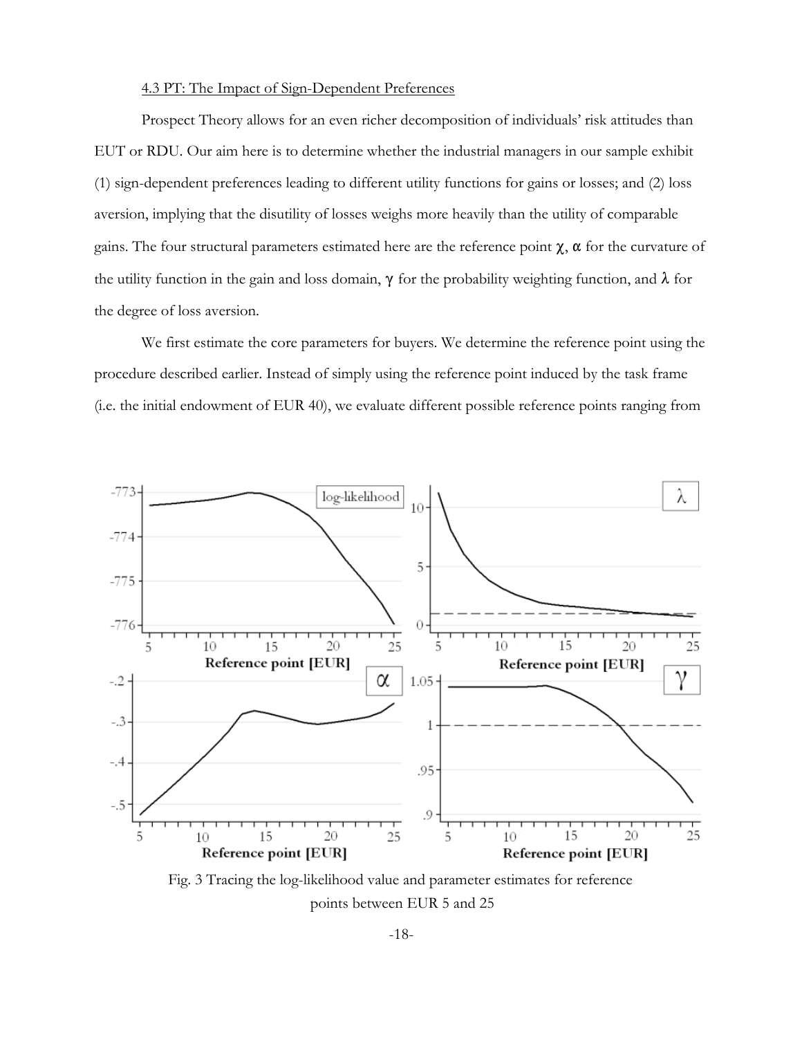4.3 PT: The Impact of Sign-Dependent Preferences

Prospect Theory allows for an even richer decomposition of individuals' risk attitudes than EUT or RDU. Our aim here is to determine whether the industrial managers in our sample exhibit (1) sign-dependent preferences leading to different utility functions for gains or losses; and (2) loss aversion, implying that the disutility of losses weighs more heavily than the utility of comparable gains. The four structural parameters estimated here are the reference point $\chi$, $\alpha$ for the curvature of the utility function in the gain and loss domain, $\gamma$ for the probability weighting function, and $\lambda$ for the degree of loss aversion.

We first estimate the core parameters for buyers. We determine the reference point using the procedure described earlier. Instead of simply using the reference point induced by the task frame (i.e. the initial endowment of EUR 40), we evaluate different possible reference points ranging from

Fig. 3 Tracing the log-likelihood value and parameter estimates for reference points between EUR 5 and 25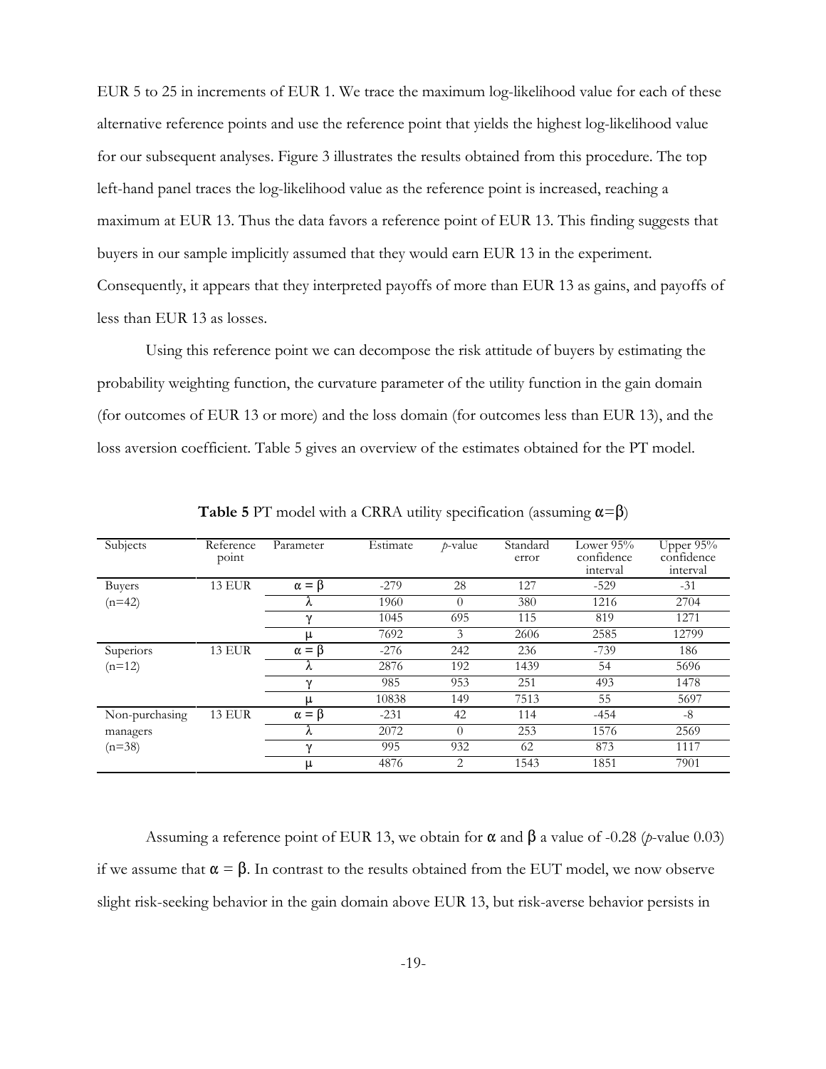EUR 5 to 25 in increments of EUR 1. We trace the maximum log-likelihood value for each of these alternative reference points and use the reference point that yields the highest log-likelihood value for our subsequent analyses. Figure 3 illustrates the results obtained from this procedure. The top left-hand panel traces the log-likelihood value as the reference point is increased, reaching a maximum at EUR 13. Thus the data favors a reference point of EUR 13. This finding suggests that buyers in our sample implicitly assumed that they would earn EUR 13 in the experiment. Consequently, it appears that they interpreted payoffs of more than EUR 13 as gains, and payoffs of less than EUR 13 as losses.

Using this reference point we can decompose the risk attitude of buyers by estimating the probability weighting function, the curvature parameter of the utility function in the gain domain (for outcomes of EUR 13 or more) and the loss domain (for outcomes less than EUR 13), and the loss aversion coefficient. Table 5 gives an overview of the estimates obtained for the PT model.

**Table 5** PT model with a CRRA utility specification (assuming $\alpha=\beta$)

| Subjects | Reference point | Parameter | Estimate | *p*-value | Standard error | Lower 95% confidence interval | Upper 95% confidence interval |
|---|---|---|---|---|---|---|---|
| Buyers (n=42) | 13 EUR | $\alpha = \beta$ | -279 | 28 | 127 | -529 | -31 |
| | | $\lambda$ | 1960 | 0 | 380 | 1216 | 2704 |
| | | $\gamma$ | 1045 | 695 | 115 | 819 | 1271 |
| | | $\mu$ | 7692 | 3 | 2606 | 2585 | 12799 |
| Superiors (n=12) | 13 EUR | $\alpha = \beta$ | -276 | 242 | 236 | -739 | 186 |
| | | $\lambda$ | 2876 | 192 | 1439 | 54 | 5696 |
| | | $\gamma$ | 985 | 953 | 251 | 493 | 1478 |
| | | $\mu$ | 10838 | 149 | 7513 | 55 | 5697 |
| Non-purchasing managers (n=38) | 13 EUR | $\alpha = \beta$ | -231 | 42 | 114 | -454 | -8 |
| | | $\lambda$ | 2072 | 0 | 253 | 1576 | 2569 |
| | | $\gamma$ | 995 | 932 | 62 | 873 | 1117 |
| | | $\mu$ | 4876 | 2 | 1543 | 1851 | 7901 |

Assuming a reference point of EUR 13, we obtain for $\alpha$ and $\beta$ a value of -0.28 (*p*-value 0.03) if we assume that $\alpha = \beta$. In contrast to the results obtained from the EUT model, we now observe slight risk-seeking behavior in the gain domain above EUR 13, but risk-averse behavior persists in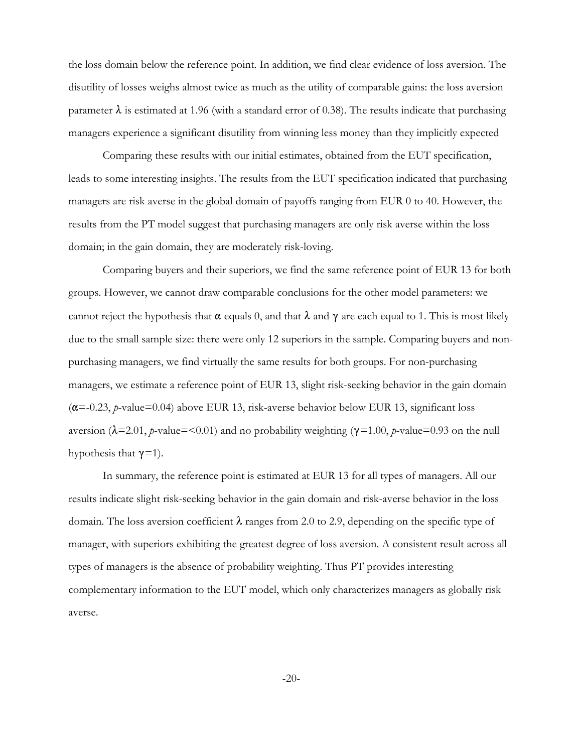the loss domain below the reference point. In addition, we find clear evidence of loss aversion. The disutility of losses weighs almost twice as much as the utility of comparable gains: the loss aversion parameter $\lambda$ is estimated at 1.96 (with a standard error of 0.38). The results indicate that purchasing managers experience a significant disutility from winning less money than they implicitly expected

Comparing these results with our initial estimates, obtained from the EUT specification, leads to some interesting insights. The results from the EUT specification indicated that purchasing managers are risk averse in the global domain of payoffs ranging from EUR 0 to 40. However, the results from the PT model suggest that purchasing managers are only risk averse within the loss domain; in the gain domain, they are moderately risk-loving.

Comparing buyers and their superiors, we find the same reference point of EUR 13 for both groups. However, we cannot draw comparable conclusions for the other model parameters: we cannot reject the hypothesis that $\alpha$ equals 0, and that $\lambda$ and $\gamma$ are each equal to 1. This is most likely due to the small sample size: there were only 12 superiors in the sample. Comparing buyers and non-purchasing managers, we find virtually the same results for both groups. For non-purchasing managers, we estimate a reference point of EUR 13, slight risk-seeking behavior in the gain domain ($\alpha$=-0.23, *p*-value=0.04) above EUR 13, risk-averse behavior below EUR 13, significant loss aversion ($\lambda$=2.01, *p*-value=<0.01) and no probability weighting ($\gamma$=1.00, *p*-value=0.93 on the null hypothesis that $\gamma$=1).

In summary, the reference point is estimated at EUR 13 for all types of managers. All our results indicate slight risk-seeking behavior in the gain domain and risk-averse behavior in the loss domain. The loss aversion coefficient $\lambda$ ranges from 2.0 to 2.9, depending on the specific type of manager, with superiors exhibiting the greatest degree of loss aversion. A consistent result across all types of managers is the absence of probability weighting. Thus PT provides interesting complementary information to the EUT model, which only characterizes managers as globally risk averse.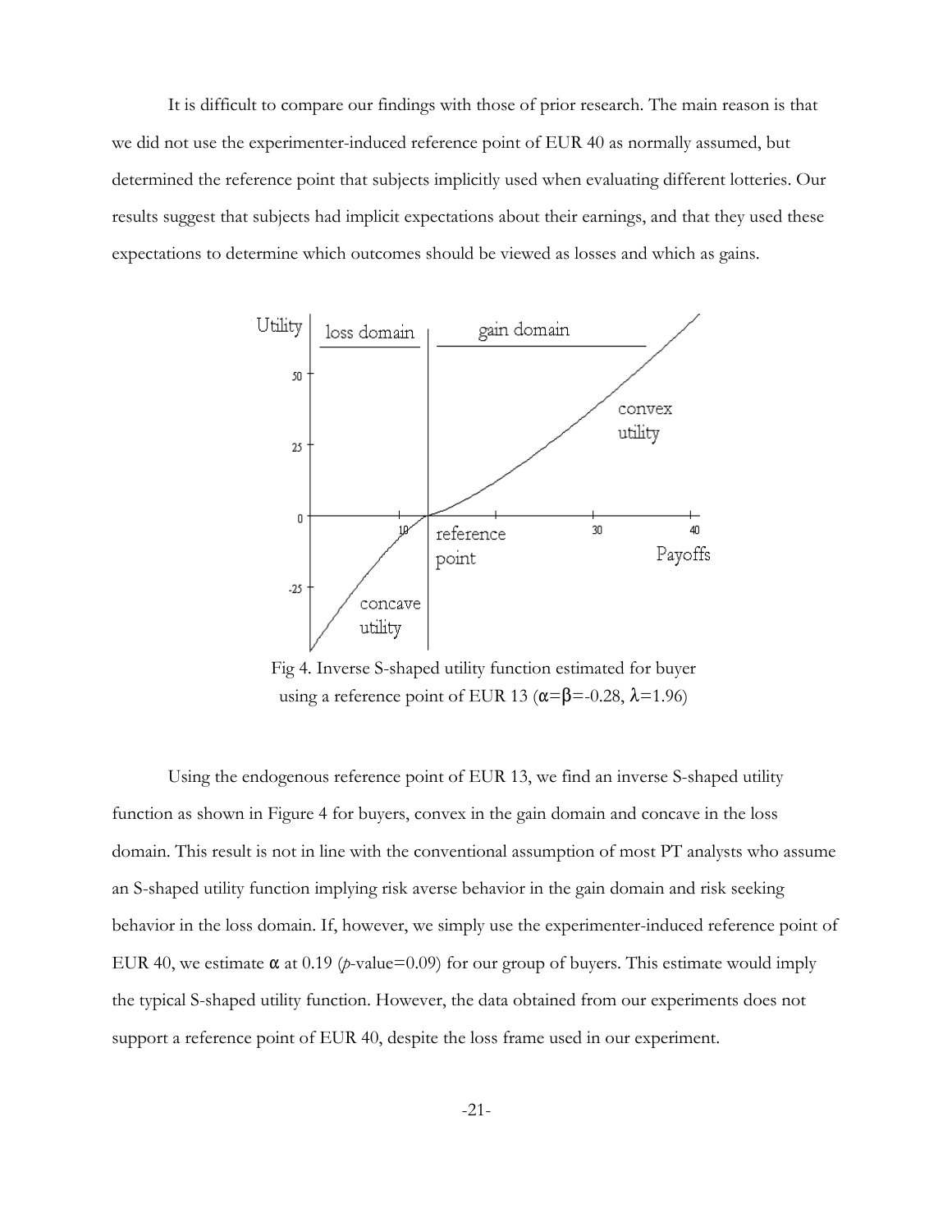It is difficult to compare our findings with those of prior research. The main reason is that we did not use the experimenter-induced reference point of EUR 40 as normally assumed, but determined the reference point that subjects implicitly used when evaluating different lotteries. Our results suggest that subjects had implicit expectations about their earnings, and that they used these expectations to determine which outcomes should be viewed as losses and which as gains.

Fig 4. Inverse S-shaped utility function estimated for buyer using a reference point of EUR 13 ($\alpha$=$\beta$=-0.28, $\lambda$=1.96)

Using the endogenous reference point of EUR 13, we find an inverse S-shaped utility function as shown in Figure 4 for buyers, convex in the gain domain and concave in the loss domain. This result is not in line with the conventional assumption of most PT analysts who assume an S-shaped utility function implying risk averse behavior in the gain domain and risk seeking behavior in the loss domain. If, however, we simply use the experimenter-induced reference point of EUR 40, we estimate $\alpha$ at 0.19 ($p$-value=0.09) for our group of buyers. This estimate would imply the typical S-shaped utility function. However, the data obtained from our experiments does not support a reference point of EUR 40, despite the loss frame used in our experiment.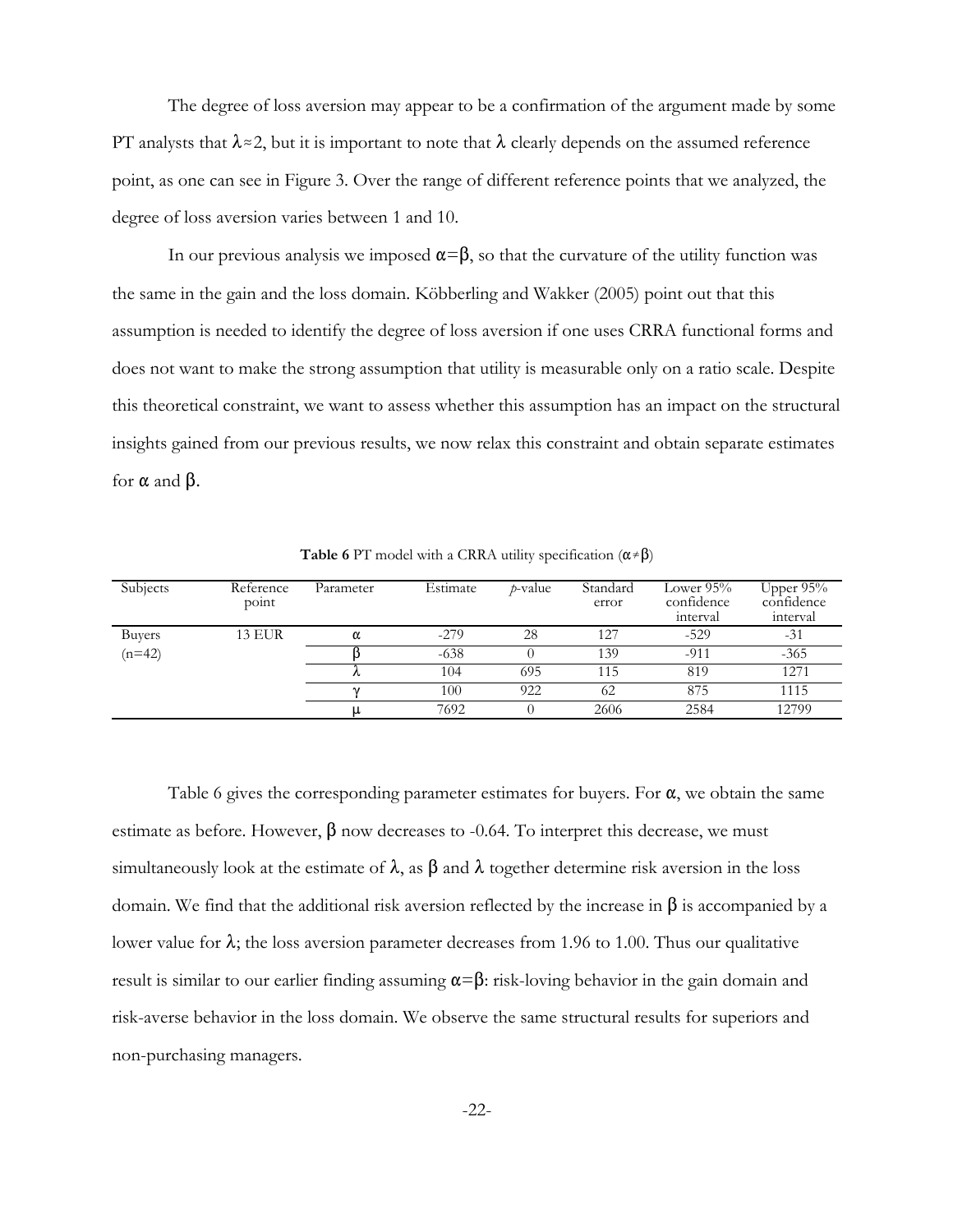The degree of loss aversion may appear to be a confirmation of the argument made by some PT analysts that $\lambda \approx 2$, but it is important to note that $\lambda$ clearly depends on the assumed reference point, as one can see in Figure 3. Over the range of different reference points that we analyzed, the degree of loss aversion varies between 1 and 10.

In our previous analysis we imposed $\alpha = \beta$, so that the curvature of the utility function was the same in the gain and the loss domain. Köbberling and Wakker (2005) point out that this assumption is needed to identify the degree of loss aversion if one uses CRRA functional forms and does not want to make the strong assumption that utility is measurable only on a ratio scale. Despite this theoretical constraint, we want to assess whether this assumption has an impact on the structural insights gained from our previous results, we now relax this constraint and obtain separate estimates for $\alpha$ and $\beta$.

**Table 6** PT model with a CRRA utility specification ($\alpha \neq \beta$)

| Subjects | Reference point | Parameter | Estimate | *p*-value | Standard error | Lower 95% confidence interval | Upper 95% confidence interval |
|---|---|---|---|---|---|---|---|
| Buyers (n=42) | 13 EUR | $\alpha$ | -279 | 28 | 127 | -529 | -31 |
| | | $\beta$ | -638 | 0 | 139 | -911 | -365 |
| | | $\lambda$ | 104 | 695 | 115 | 819 | 1271 |
| | | $\gamma$ | 100 | 922 | 62 | 875 | 1115 |
| | | $\mu$ | 7692 | 0 | 2606 | 2584 | 12799 |

Table 6 gives the corresponding parameter estimates for buyers. For $\alpha$, we obtain the same estimate as before. However, $\beta$ now decreases to -0.64. To interpret this decrease, we must simultaneously look at the estimate of $\lambda$, as $\beta$ and $\lambda$ together determine risk aversion in the loss domain. We find that the additional risk aversion reflected by the increase in $\beta$ is accompanied by a lower value for $\lambda$; the loss aversion parameter decreases from 1.96 to 1.00. Thus our qualitative result is similar to our earlier finding assuming $\alpha = \beta$: risk-loving behavior in the gain domain and risk-averse behavior in the loss domain. We observe the same structural results for superiors and non-purchasing managers.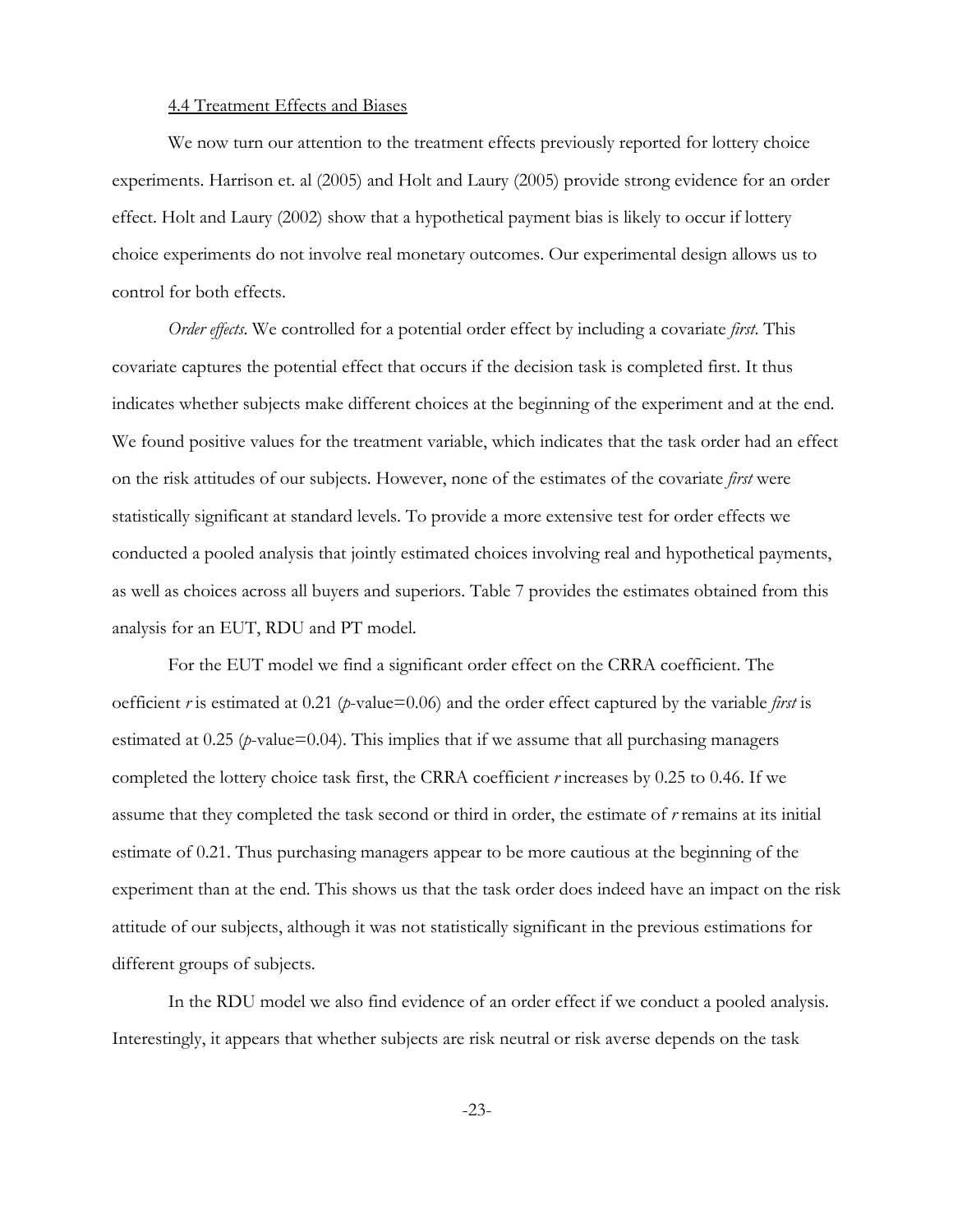### 4.4 Treatment Effects and Biases

We now turn our attention to the treatment effects previously reported for lottery choice experiments. Harrison et. al (2005) and Holt and Laury (2005) provide strong evidence for an order effect. Holt and Laury (2002) show that a hypothetical payment bias is likely to occur if lottery choice experiments do not involve real monetary outcomes. Our experimental design allows us to control for both effects.

*Order effects*. We controlled for a potential order effect by including a covariate *first*. This covariate captures the potential effect that occurs if the decision task is completed first. It thus indicates whether subjects make different choices at the beginning of the experiment and at the end. We found positive values for the treatment variable, which indicates that the task order had an effect on the risk attitudes of our subjects. However, none of the estimates of the covariate *first* were statistically significant at standard levels. To provide a more extensive test for order effects we conducted a pooled analysis that jointly estimated choices involving real and hypothetical payments, as well as choices across all buyers and superiors. Table 7 provides the estimates obtained from this analysis for an EUT, RDU and PT model.

For the EUT model we find a significant order effect on the CRRA coefficient. The oefficient $r$ is estimated at 0.21 ($p$-value=0.06) and the order effect captured by the variable *first* is estimated at 0.25 ($p$-value=0.04). This implies that if we assume that all purchasing managers completed the lottery choice task first, the CRRA coefficient $r$ increases by 0.25 to 0.46. If we assume that they completed the task second or third in order, the estimate of $r$ remains at its initial estimate of 0.21. Thus purchasing managers appear to be more cautious at the beginning of the experiment than at the end. This shows us that the task order does indeed have an impact on the risk attitude of our subjects, although it was not statistically significant in the previous estimations for different groups of subjects.

In the RDU model we also find evidence of an order effect if we conduct a pooled analysis. Interestingly, it appears that whether subjects are risk neutral or risk averse depends on the task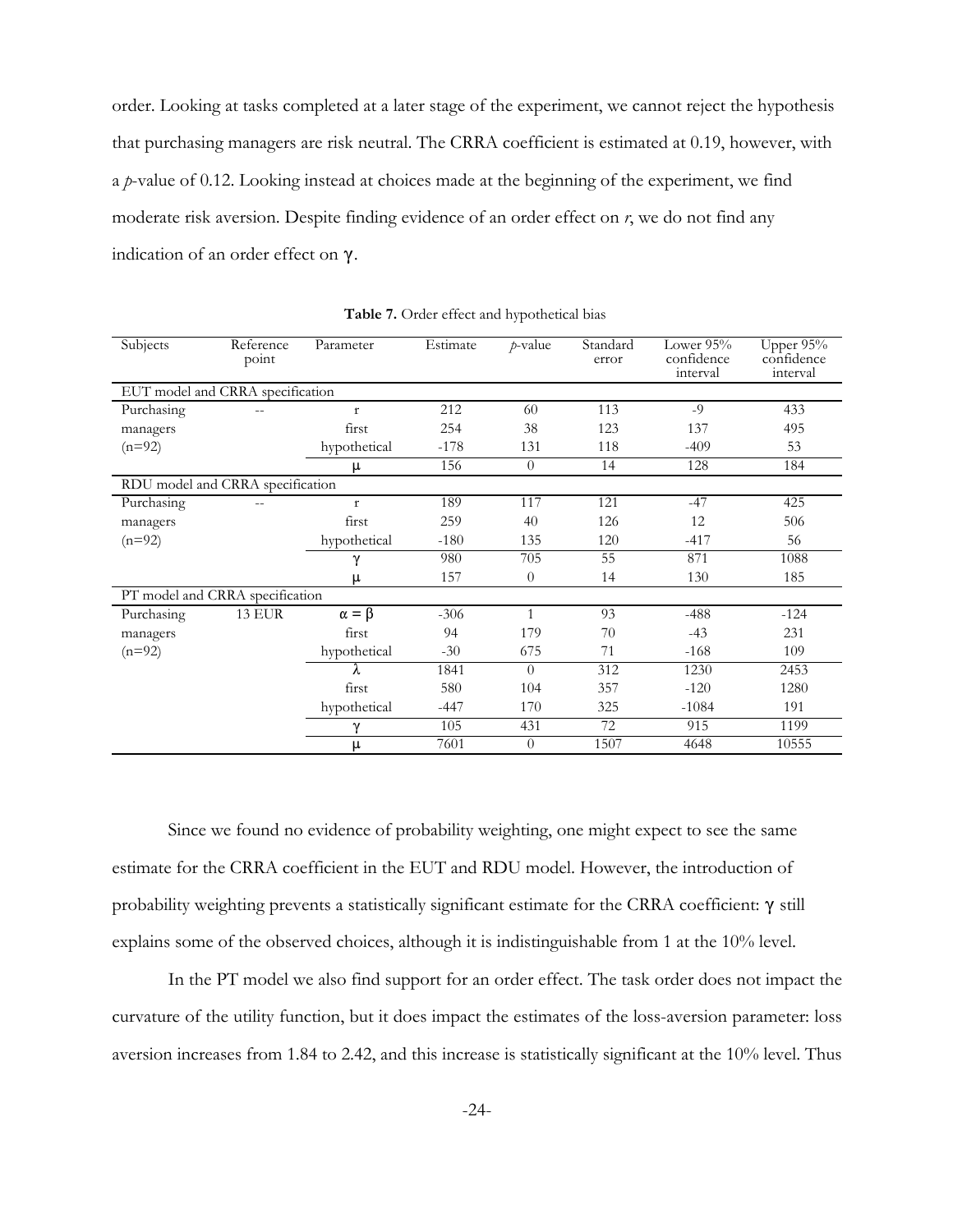order. Looking at tasks completed at a later stage of the experiment, we cannot reject the hypothesis that purchasing managers are risk neutral. The CRRA coefficient is estimated at 0.19, however, with a *p*-value of 0.12. Looking instead at choices made at the beginning of the experiment, we find moderate risk aversion. Despite finding evidence of an order effect on *r*, we do not find any indication of an order effect on $\gamma$.

**Table 7.** Order effect and hypothetical bias

| Subjects | Reference point | Parameter | Estimate | *p*-value | Standard error | Lower 95% confidence interval | Upper 95% confidence interval |
|---|---|---|---|---|---|---|---|
| EUT model and CRRA specification | | | | | | | |
| Purchasing | -- | r | 212 | 60 | 113 | -9 | 433 |
| managers | | first | 254 | 38 | 123 | 137 | 495 |
| (n=92) | | hypothetical | -178 | 131 | 118 | -409 | 53 |
| | | $\mu$ | 156 | 0 | 14 | 128 | 184 |
| RDU model and CRRA specification | | | | | | | |
| Purchasing | -- | r | 189 | 117 | 121 | -47 | 425 |
| managers | | first | 259 | 40 | 126 | 12 | 506 |
| (n=92) | | hypothetical | -180 | 135 | 120 | -417 | 56 |
| | | $\gamma$ | 980 | 705 | 55 | 871 | 1088 |
| | | $\mu$ | 157 | 0 | 14 | 130 | 185 |
| PT model and CRRA specification | | | | | | | |
| Purchasing | 13 EUR | $\alpha = \beta$ | -306 | 1 | 93 | -488 | -124 |
| managers | | first | 94 | 179 | 70 | -43 | 231 |
| (n=92) | | hypothetical | -30 | 675 | 71 | -168 | 109 |
| | | $\lambda$ | 1841 | 0 | 312 | 1230 | 2453 |
| | | first | 580 | 104 | 357 | -120 | 1280 |
| | | hypothetical | -447 | 170 | 325 | -1084 | 191 |
| | | $\gamma$ | 105 | 431 | 72 | 915 | 1199 |
| | | $\mu$ | 7601 | 0 | 1507 | 4648 | 10555 |

Since we found no evidence of probability weighting, one might expect to see the same estimate for the CRRA coefficient in the EUT and RDU model. However, the introduction of probability weighting prevents a statistically significant estimate for the CRRA coefficient: $\gamma$ still explains some of the observed choices, although it is indistinguishable from 1 at the 10% level.

In the PT model we also find support for an order effect. The task order does not impact the curvature of the utility function, but it does impact the estimates of the loss-aversion parameter: loss aversion increases from 1.84 to 2.42, and this increase is statistically significant at the 10% level. Thus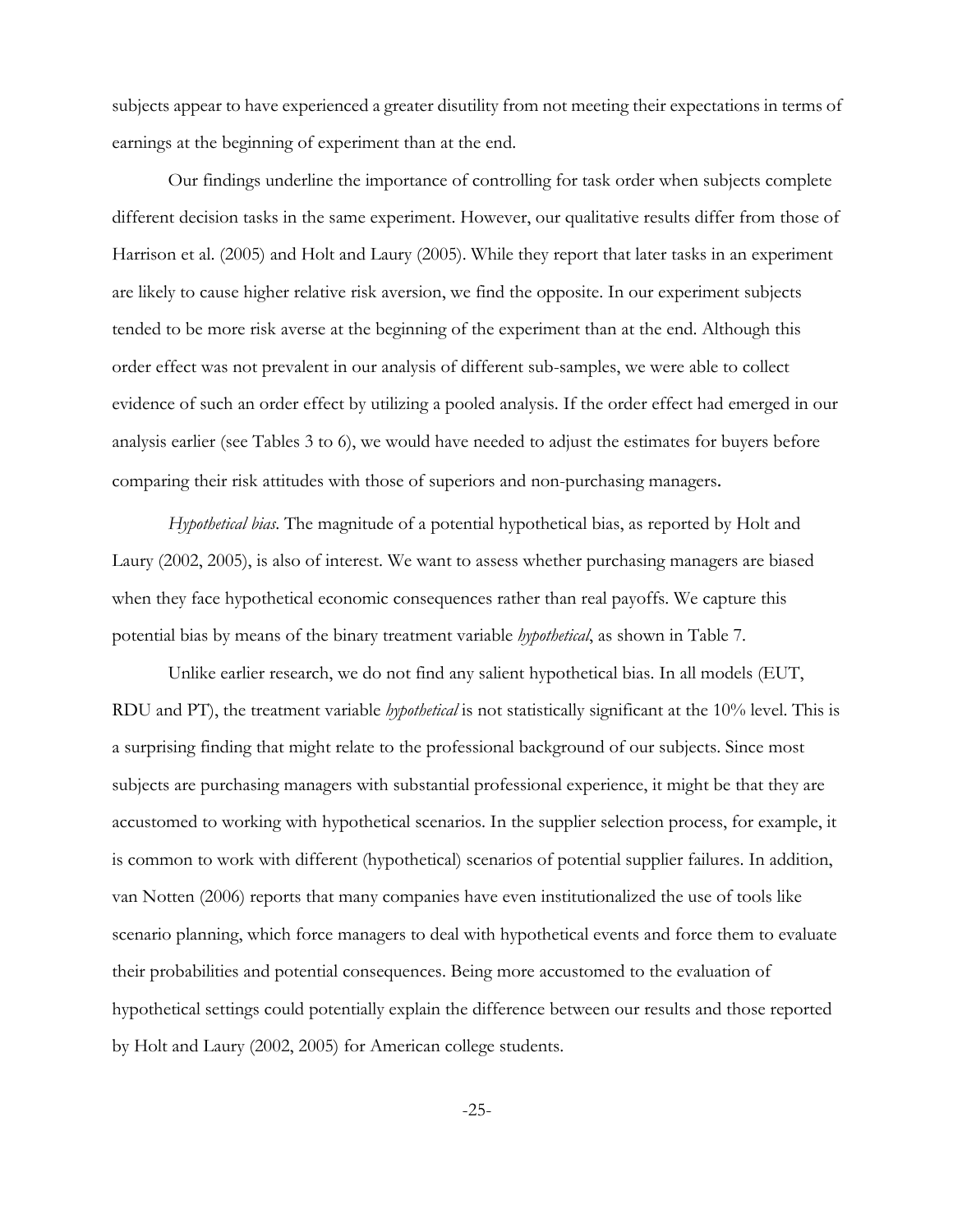subjects appear to have experienced a greater disutility from not meeting their expectations in terms of earnings at the beginning of experiment than at the end.

Our findings underline the importance of controlling for task order when subjects complete different decision tasks in the same experiment. However, our qualitative results differ from those of Harrison et al. (2005) and Holt and Laury (2005). While they report that later tasks in an experiment are likely to cause higher relative risk aversion, we find the opposite. In our experiment subjects tended to be more risk averse at the beginning of the experiment than at the end. Although this order effect was not prevalent in our analysis of different sub-samples, we were able to collect evidence of such an order effect by utilizing a pooled analysis. If the order effect had emerged in our analysis earlier (see Tables 3 to 6), we would have needed to adjust the estimates for buyers before comparing their risk attitudes with those of superiors and non-purchasing managers.

*Hypothetical bias*. The magnitude of a potential hypothetical bias, as reported by Holt and Laury (2002, 2005), is also of interest. We want to assess whether purchasing managers are biased when they face hypothetical economic consequences rather than real payoffs. We capture this potential bias by means of the binary treatment variable *hypothetical*, as shown in Table 7.

Unlike earlier research, we do not find any salient hypothetical bias. In all models (EUT, RDU and PT), the treatment variable *hypothetical* is not statistically significant at the 10% level. This is a surprising finding that might relate to the professional background of our subjects. Since most subjects are purchasing managers with substantial professional experience, it might be that they are accustomed to working with hypothetical scenarios. In the supplier selection process, for example, it is common to work with different (hypothetical) scenarios of potential supplier failures. In addition, van Notten (2006) reports that many companies have even institutionalized the use of tools like scenario planning, which force managers to deal with hypothetical events and force them to evaluate their probabilities and potential consequences. Being more accustomed to the evaluation of hypothetical settings could potentially explain the difference between our results and those reported by Holt and Laury (2002, 2005) for American college students.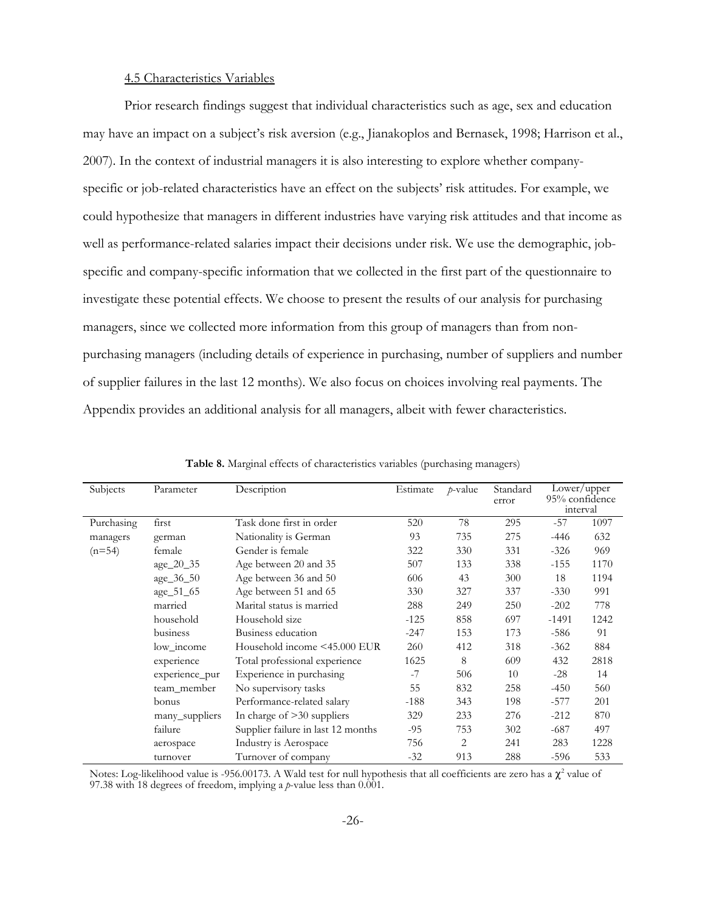4.5 Characteristics Variables

Prior research findings suggest that individual characteristics such as age, sex and education may have an impact on a subject's risk aversion (e.g., Jianakoplos and Bernasek, 1998; Harrison et al., 2007). In the context of industrial managers it is also interesting to explore whether company-specific or job-related characteristics have an effect on the subjects' risk attitudes. For example, we could hypothesize that managers in different industries have varying risk attitudes and that income as well as performance-related salaries impact their decisions under risk. We use the demographic, job-specific and company-specific information that we collected in the first part of the questionnaire to investigate these potential effects. We choose to present the results of our analysis for purchasing managers, since we collected more information from this group of managers than from non-purchasing managers (including details of experience in purchasing, number of suppliers and number of supplier failures in the last 12 months). We also focus on choices involving real payments. The Appendix provides an additional analysis for all managers, albeit with fewer characteristics.

**Table 8.** Marginal effects of characteristics variables (purchasing managers)

| Subjects | Parameter | Description | Estimate | *p*-value | Standard error | Lower/upper 95% confidence interval | |
|---|---|---|---|---|---|---|---|
| Purchasing managers (n=54) | first | Task done first in order | 520 | 78 | 295 | -57 | 1097 |
| | german | Nationality is German | 93 | 735 | 275 | -446 | 632 |
| | female | Gender is female | 322 | 330 | 331 | -326 | 969 |
| | age_20_35 | Age between 20 and 35 | 507 | 133 | 338 | -155 | 1170 |
| | age_36_50 | Age between 36 and 50 | 606 | 43 | 300 | 18 | 1194 |
| | age_51_65 | Age between 51 and 65 | 330 | 327 | 337 | -330 | 991 |
| | married | Marital status is married | 288 | 249 | 250 | -202 | 778 |
| | household | Household size | -125 | 858 | 697 | -1491 | 1242 |
| | business | Business education | -247 | 153 | 173 | -586 | 91 |
| | low_income | Household income <45.000 EUR | 260 | 412 | 318 | -362 | 884 |
| | experience | Total professional experience | 1625 | 8 | 609 | 432 | 2818 |
| | experience_pur | Experience in purchasing | -7 | 506 | 10 | -28 | 14 |
| | team_member | No supervisory tasks | 55 | 832 | 258 | -450 | 560 |
| | bonus | Performance-related salary | -188 | 343 | 198 | -577 | 201 |
| | many_suppliers | In charge of >30 suppliers | 329 | 233 | 276 | -212 | 870 |
| | failure | Supplier failure in last 12 months | -95 | 753 | 302 | -687 | 497 |
| | aerospace | Industry is Aerospace | 756 | 2 | 241 | 283 | 1228 |
| | turnover | Turnover of company | -32 | 913 | 288 | -596 | 533 |

Notes: Log-likelihood value is -956.00173. A Wald test for null hypothesis that all coefficients are zero has a $\chi^2$ value of 97.38 with 18 degrees of freedom, implying a *p*-value less than 0.001.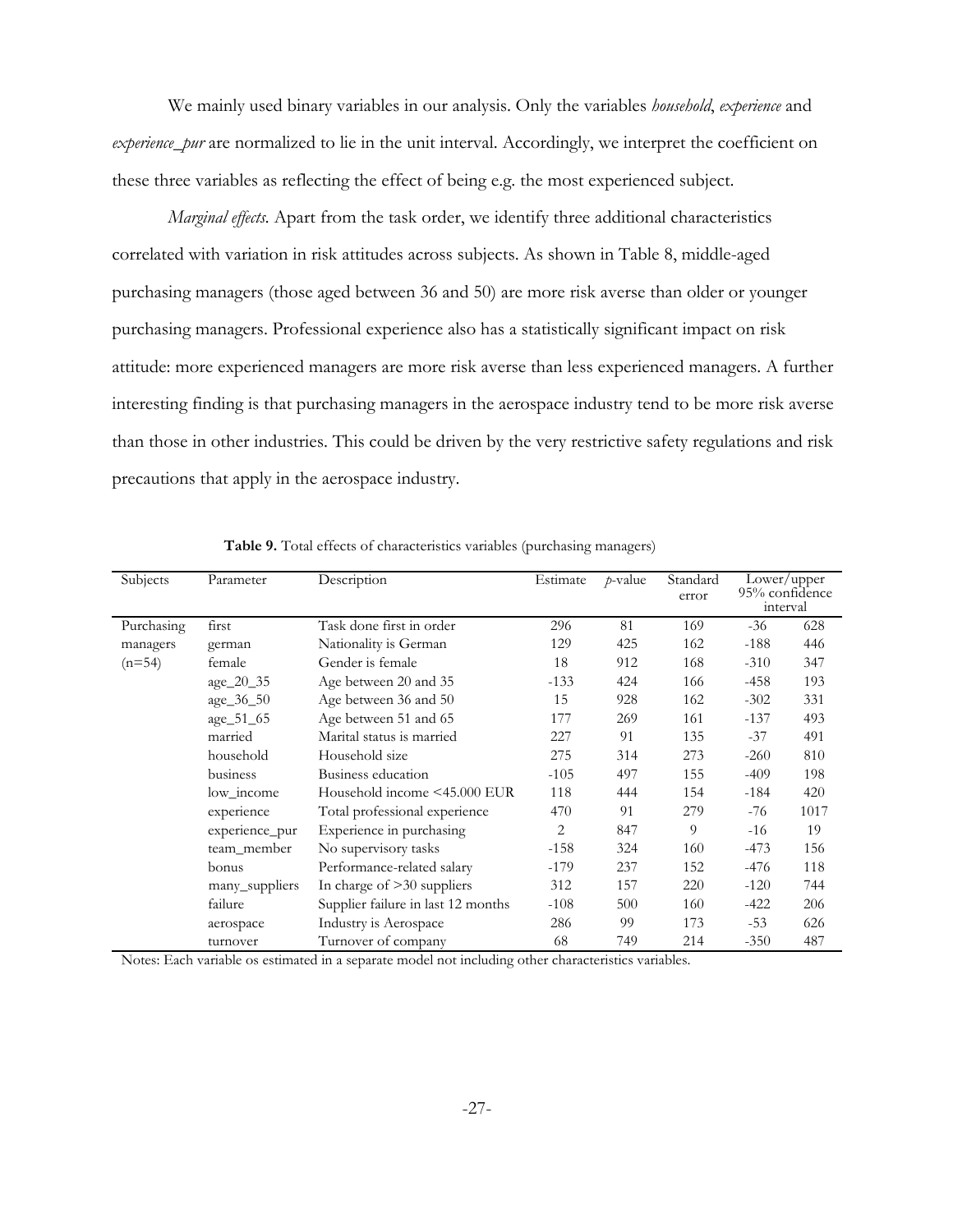We mainly used binary variables in our analysis. Only the variables *household*, *experience* and *experience_pur* are normalized to lie in the unit interval. Accordingly, we interpret the coefficient on these three variables as reflecting the effect of being e.g. the most experienced subject.

*Marginal effects.* Apart from the task order, we identify three additional characteristics correlated with variation in risk attitudes across subjects. As shown in Table 8, middle-aged purchasing managers (those aged between 36 and 50) are more risk averse than older or younger purchasing managers. Professional experience also has a statistically significant impact on risk attitude: more experienced managers are more risk averse than less experienced managers. A further interesting finding is that purchasing managers in the aerospace industry tend to be more risk averse than those in other industries. This could be driven by the very restrictive safety regulations and risk precautions that apply in the aerospace industry.

**Table 9.** Total effects of characteristics variables (purchasing managers)

| Subjects | Parameter | Description | Estimate | *p*-value | Standard error | Lower/upper 95% confidence interval | |
|---|---|---|---|---|---|---|---|
| Purchasing | first | Task done first in order | 296 | 81 | 169 | -36 | 628 |
| managers | german | Nationality is German | 129 | 425 | 162 | -188 | 446 |
| (n=54) | female | Gender is female | 18 | 912 | 168 | -310 | 347 |
| | age_20_35 | Age between 20 and 35 | -133 | 424 | 166 | -458 | 193 |
| | age_36_50 | Age between 36 and 50 | 15 | 928 | 162 | -302 | 331 |
| | age_51_65 | Age between 51 and 65 | 177 | 269 | 161 | -137 | 493 |
| | married | Marital status is married | 227 | 91 | 135 | -37 | 491 |
| | household | Household size | 275 | 314 | 273 | -260 | 810 |
| | business | Business education | -105 | 497 | 155 | -409 | 198 |
| | low_income | Household income <45.000 EUR | 118 | 444 | 154 | -184 | 420 |
| | experience | Total professional experience | 470 | 91 | 279 | -76 | 1017 |
| | experience_pur | Experience in purchasing | 2 | 847 | 9 | -16 | 19 |
| | team_member | No supervisory tasks | -158 | 324 | 160 | -473 | 156 |
| | bonus | Performance-related salary | -179 | 237 | 152 | -476 | 118 |
| | many_suppliers | In charge of >30 suppliers | 312 | 157 | 220 | -120 | 744 |
| | failure | Supplier failure in last 12 months | -108 | 500 | 160 | -422 | 206 |
| | aerospace | Industry is Aerospace | 286 | 99 | 173 | -53 | 626 |
| | turnover | Turnover of company | 68 | 749 | 214 | -350 | 487 |

Notes: Each variable os estimated in a separate model not including other characteristics variables.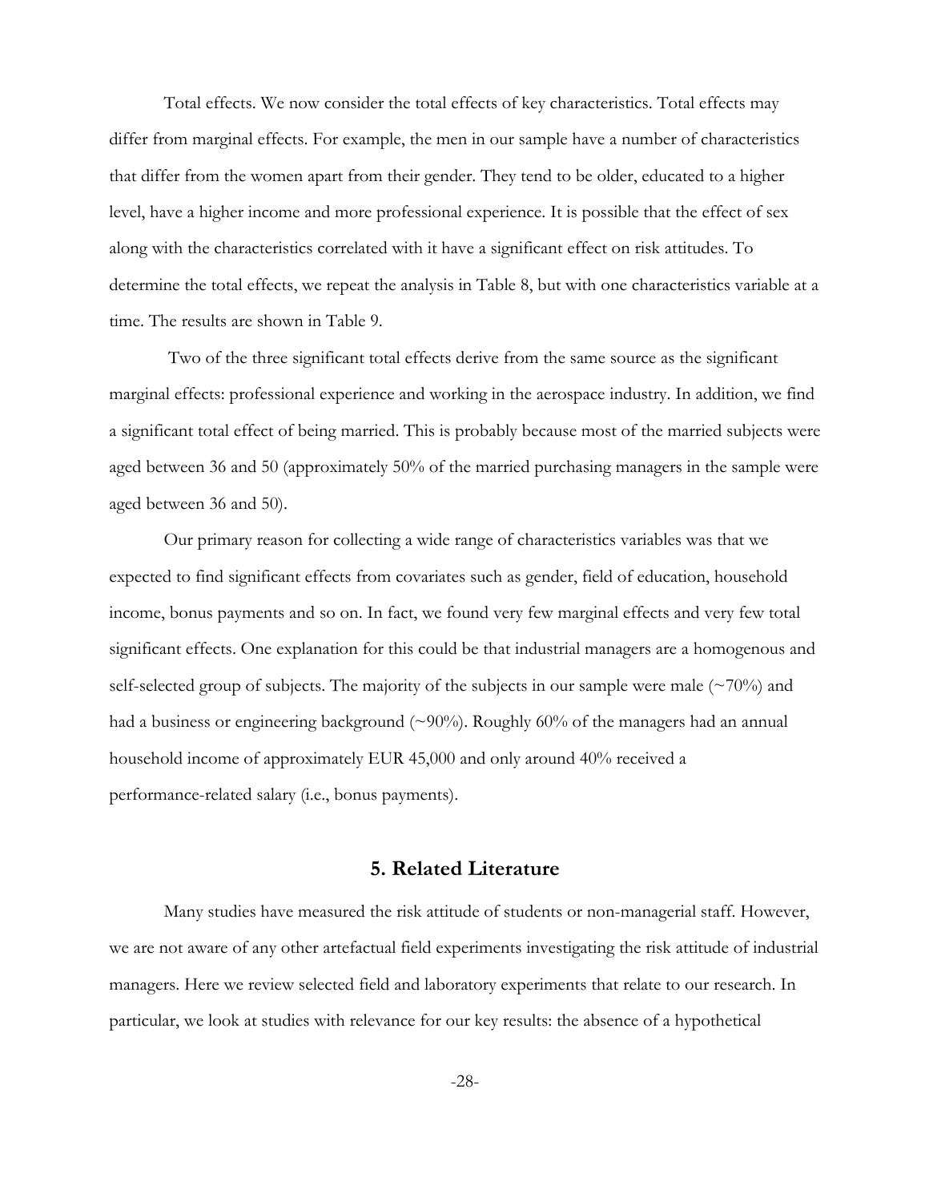Total effects. We now consider the total effects of key characteristics. Total effects may differ from marginal effects. For example, the men in our sample have a number of characteristics that differ from the women apart from their gender. They tend to be older, educated to a higher level, have a higher income and more professional experience. It is possible that the effect of sex along with the characteristics correlated with it have a significant effect on risk attitudes. To determine the total effects, we repeat the analysis in Table 8, but with one characteristics variable at a time. The results are shown in Table 9.

Two of the three significant total effects derive from the same source as the significant marginal effects: professional experience and working in the aerospace industry. In addition, we find a significant total effect of being married. This is probably because most of the married subjects were aged between 36 and 50 (approximately 50% of the married purchasing managers in the sample were aged between 36 and 50).

Our primary reason for collecting a wide range of characteristics variables was that we expected to find significant effects from covariates such as gender, field of education, household income, bonus payments and so on. In fact, we found very few marginal effects and very few total significant effects. One explanation for this could be that industrial managers are a homogenous and self-selected group of subjects. The majority of the subjects in our sample were male (~70%) and had a business or engineering background (~90%). Roughly 60% of the managers had an annual household income of approximately EUR 45,000 and only around 40% received a performance-related salary (i.e., bonus payments).

## 5. Related Literature

Many studies have measured the risk attitude of students or non-managerial staff. However, we are not aware of any other artefactual field experiments investigating the risk attitude of industrial managers. Here we review selected field and laboratory experiments that relate to our research. In particular, we look at studies with relevance for our key results: the absence of a hypothetical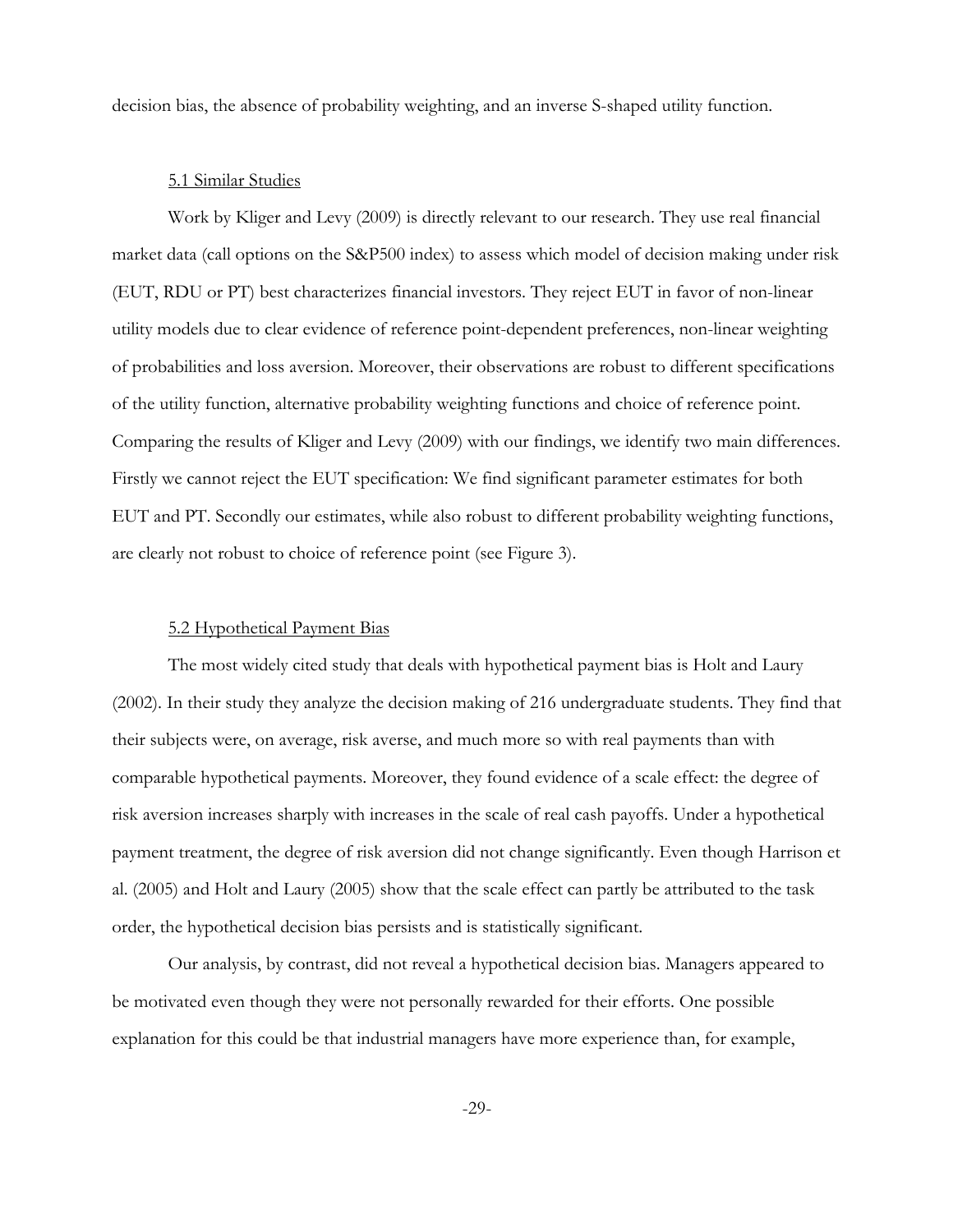decision bias, the absence of probability weighting, and an inverse S-shaped utility function.

### 5.1 Similar Studies

Work by Kliger and Levy (2009) is directly relevant to our research. They use real financial market data (call options on the S&P500 index) to assess which model of decision making under risk (EUT, RDU or PT) best characterizes financial investors. They reject EUT in favor of non-linear utility models due to clear evidence of reference point-dependent preferences, non-linear weighting of probabilities and loss aversion. Moreover, their observations are robust to different specifications of the utility function, alternative probability weighting functions and choice of reference point. Comparing the results of Kliger and Levy (2009) with our findings, we identify two main differences. Firstly we cannot reject the EUT specification: We find significant parameter estimates for both EUT and PT. Secondly our estimates, while also robust to different probability weighting functions, are clearly not robust to choice of reference point (see Figure 3).

### 5.2 Hypothetical Payment Bias

The most widely cited study that deals with hypothetical payment bias is Holt and Laury (2002). In their study they analyze the decision making of 216 undergraduate students. They find that their subjects were, on average, risk averse, and much more so with real payments than with comparable hypothetical payments. Moreover, they found evidence of a scale effect: the degree of risk aversion increases sharply with increases in the scale of real cash payoffs. Under a hypothetical payment treatment, the degree of risk aversion did not change significantly. Even though Harrison et al. (2005) and Holt and Laury (2005) show that the scale effect can partly be attributed to the task order, the hypothetical decision bias persists and is statistically significant.

Our analysis, by contrast, did not reveal a hypothetical decision bias. Managers appeared to be motivated even though they were not personally rewarded for their efforts. One possible explanation for this could be that industrial managers have more experience than, for example,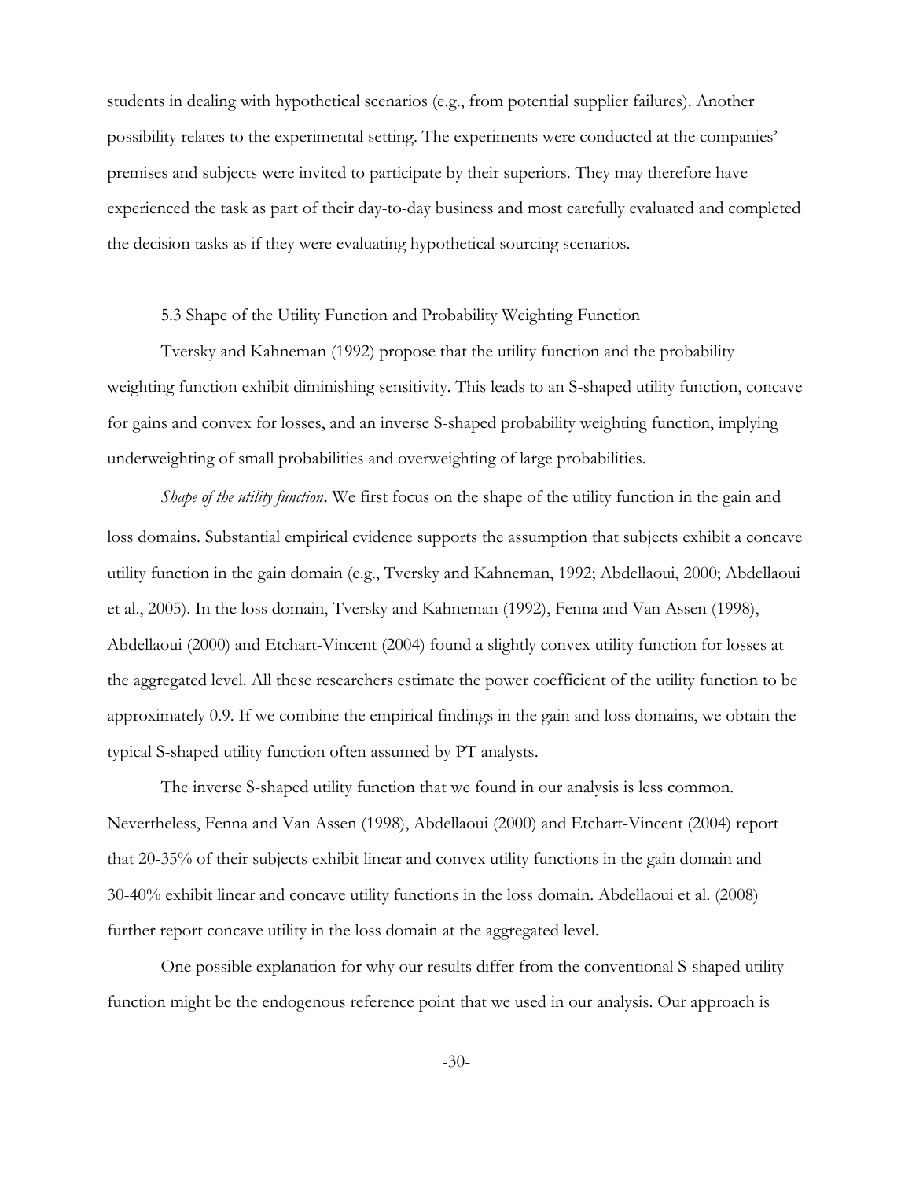students in dealing with hypothetical scenarios (e.g., from potential supplier failures). Another possibility relates to the experimental setting. The experiments were conducted at the companies' premises and subjects were invited to participate by their superiors. They may therefore have experienced the task as part of their day-to-day business and most carefully evaluated and completed the decision tasks as if they were evaluating hypothetical sourcing scenarios.

### 5.3 Shape of the Utility Function and Probability Weighting Function

Tversky and Kahneman (1992) propose that the utility function and the probability weighting function exhibit diminishing sensitivity. This leads to an S-shaped utility function, concave for gains and convex for losses, and an inverse S-shaped probability weighting function, implying underweighting of small probabilities and overweighting of large probabilities.

*Shape of the utility function*. We first focus on the shape of the utility function in the gain and loss domains. Substantial empirical evidence supports the assumption that subjects exhibit a concave utility function in the gain domain (e.g., Tversky and Kahneman, 1992; Abdellaoui, 2000; Abdellaoui et al., 2005). In the loss domain, Tversky and Kahneman (1992), Fenna and Van Assen (1998), Abdellaoui (2000) and Etchart-Vincent (2004) found a slightly convex utility function for losses at the aggregated level. All these researchers estimate the power coefficient of the utility function to be approximately 0.9. If we combine the empirical findings in the gain and loss domains, we obtain the typical S-shaped utility function often assumed by PT analysts.

The inverse S-shaped utility function that we found in our analysis is less common. Nevertheless, Fenna and Van Assen (1998), Abdellaoui (2000) and Etchart-Vincent (2004) report that 20-35% of their subjects exhibit linear and convex utility functions in the gain domain and 30-40% exhibit linear and concave utility functions in the loss domain. Abdellaoui et al. (2008) further report concave utility in the loss domain at the aggregated level.

One possible explanation for why our results differ from the conventional S-shaped utility function might be the endogenous reference point that we used in our analysis. Our approach is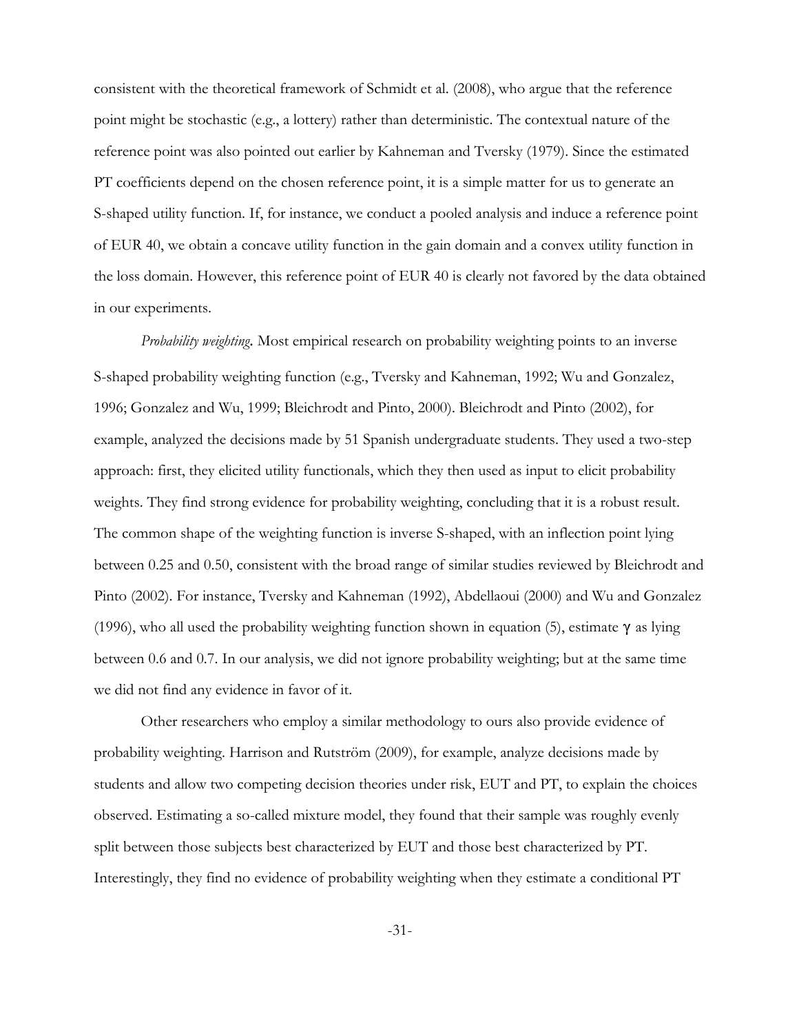consistent with the theoretical framework of Schmidt et al. (2008), who argue that the reference point might be stochastic (e.g., a lottery) rather than deterministic. The contextual nature of the reference point was also pointed out earlier by Kahneman and Tversky (1979). Since the estimated PT coefficients depend on the chosen reference point, it is a simple matter for us to generate an S-shaped utility function. If, for instance, we conduct a pooled analysis and induce a reference point of EUR 40, we obtain a concave utility function in the gain domain and a convex utility function in the loss domain. However, this reference point of EUR 40 is clearly not favored by the data obtained in our experiments.

*Probability weighting.* Most empirical research on probability weighting points to an inverse S-shaped probability weighting function (e.g., Tversky and Kahneman, 1992; Wu and Gonzalez, 1996; Gonzalez and Wu, 1999; Bleichrodt and Pinto, 2000). Bleichrodt and Pinto (2002), for example, analyzed the decisions made by 51 Spanish undergraduate students. They used a two-step approach: first, they elicited utility functionals, which they then used as input to elicit probability weights. They find strong evidence for probability weighting, concluding that it is a robust result. The common shape of the weighting function is inverse S-shaped, with an inflection point lying between 0.25 and 0.50, consistent with the broad range of similar studies reviewed by Bleichrodt and Pinto (2002). For instance, Tversky and Kahneman (1992), Abdellaoui (2000) and Wu and Gonzalez (1996), who all used the probability weighting function shown in equation (5), estimate $\gamma$ as lying between 0.6 and 0.7. In our analysis, we did not ignore probability weighting; but at the same time we did not find any evidence in favor of it.

Other researchers who employ a similar methodology to ours also provide evidence of probability weighting. Harrison and Rutström (2009), for example, analyze decisions made by students and allow two competing decision theories under risk, EUT and PT, to explain the choices observed. Estimating a so-called mixture model, they found that their sample was roughly evenly split between those subjects best characterized by EUT and those best characterized by PT. Interestingly, they find no evidence of probability weighting when they estimate a conditional PT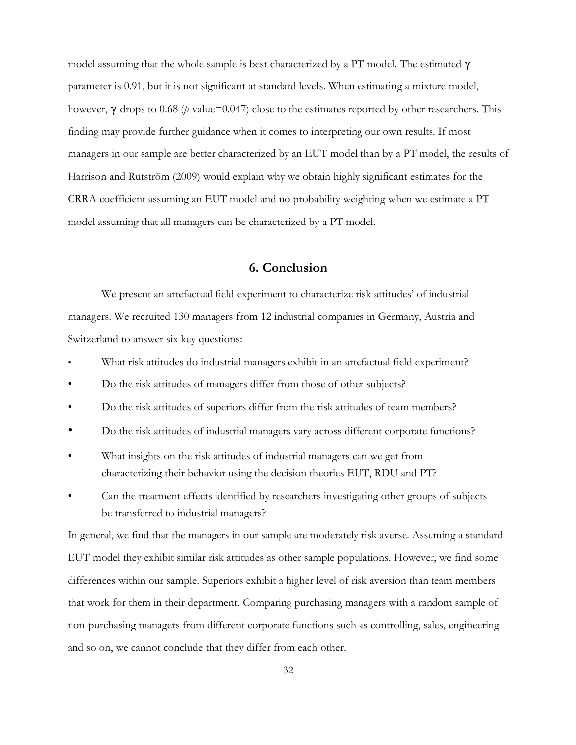model assuming that the whole sample is best characterized by a PT model. The estimated $\gamma$ parameter is 0.91, but it is not significant at standard levels. When estimating a mixture model, however, $\gamma$ drops to 0.68 (*p*-value=0.047) close to the estimates reported by other researchers. This finding may provide further guidance when it comes to interpreting our own results. If most managers in our sample are better characterized by an EUT model than by a PT model, the results of Harrison and Rutström (2009) would explain why we obtain highly significant estimates for the CRRA coefficient assuming an EUT model and no probability weighting when we estimate a PT model assuming that all managers can be characterized by a PT model.

## 6. Conclusion

We present an artefactual field experiment to characterize risk attitudes' of industrial managers. We recruited 130 managers from 12 industrial companies in Germany, Austria and Switzerland to answer six key questions:

- What risk attitudes do industrial managers exhibit in an artefactual field experiment?
- Do the risk attitudes of managers differ from those of other subjects?
- Do the risk attitudes of superiors differ from the risk attitudes of team members?
- Do the risk attitudes of industrial managers vary across different corporate functions?
- What insights on the risk attitudes of industrial managers can we get from characterizing their behavior using the decision theories EUT, RDU and PT?
- Can the treatment effects identified by researchers investigating other groups of subjects be transferred to industrial managers?

In general, we find that the managers in our sample are moderately risk averse. Assuming a standard EUT model they exhibit similar risk attitudes as other sample populations. However, we find some differences within our sample. Superiors exhibit a higher level of risk aversion than team members that work for them in their department. Comparing purchasing managers with a random sample of non-purchasing managers from different corporate functions such as controlling, sales, engineering and so on, we cannot conclude that they differ from each other.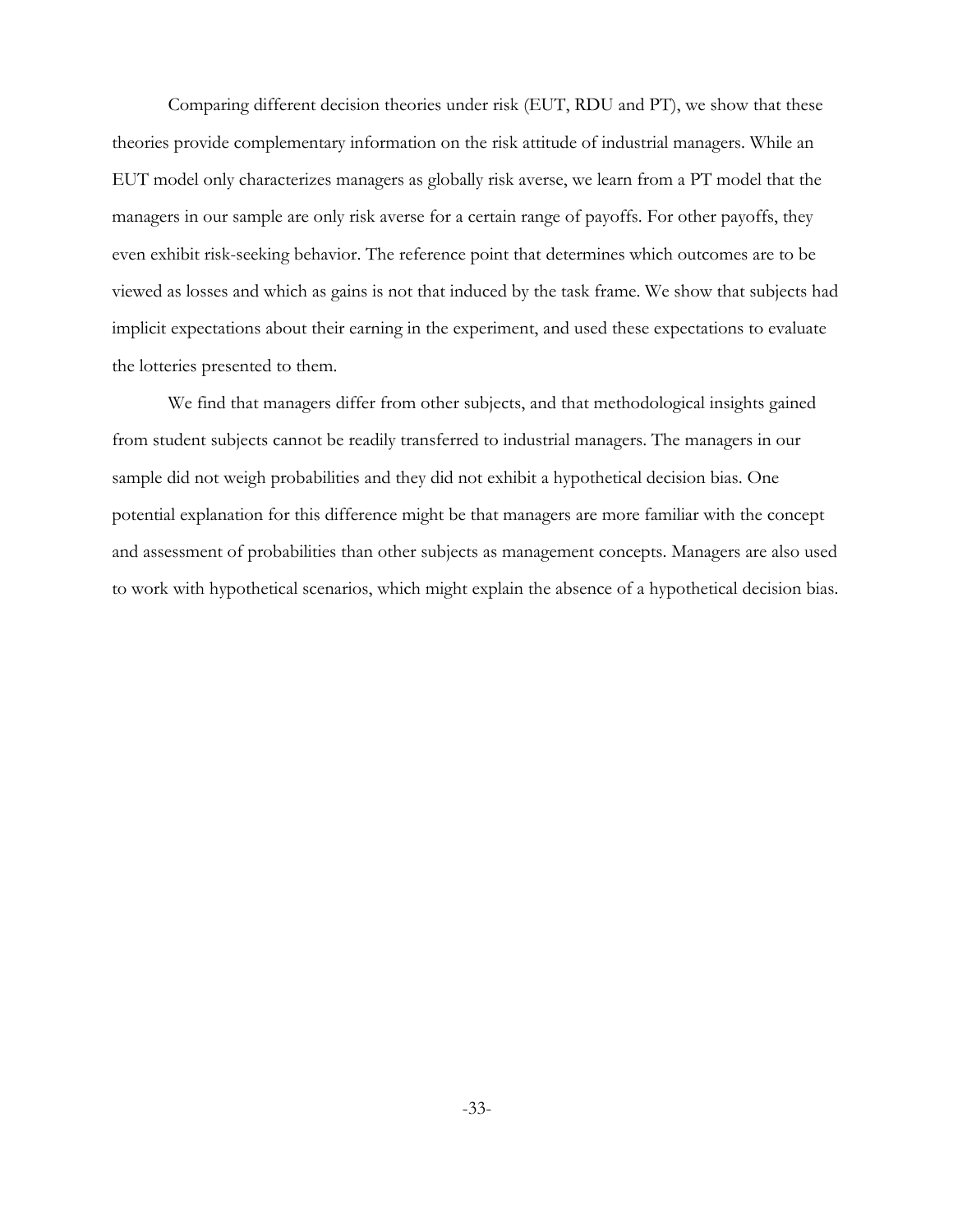Comparing different decision theories under risk (EUT, RDU and PT), we show that these theories provide complementary information on the risk attitude of industrial managers. While an EUT model only characterizes managers as globally risk averse, we learn from a PT model that the managers in our sample are only risk averse for a certain range of payoffs. For other payoffs, they even exhibit risk-seeking behavior. The reference point that determines which outcomes are to be viewed as losses and which as gains is not that induced by the task frame. We show that subjects had implicit expectations about their earning in the experiment, and used these expectations to evaluate the lotteries presented to them.

We find that managers differ from other subjects, and that methodological insights gained from student subjects cannot be readily transferred to industrial managers. The managers in our sample did not weigh probabilities and they did not exhibit a hypothetical decision bias. One potential explanation for this difference might be that managers are more familiar with the concept and assessment of probabilities than other subjects as management concepts. Managers are also used to work with hypothetical scenarios, which might explain the absence of a hypothetical decision bias.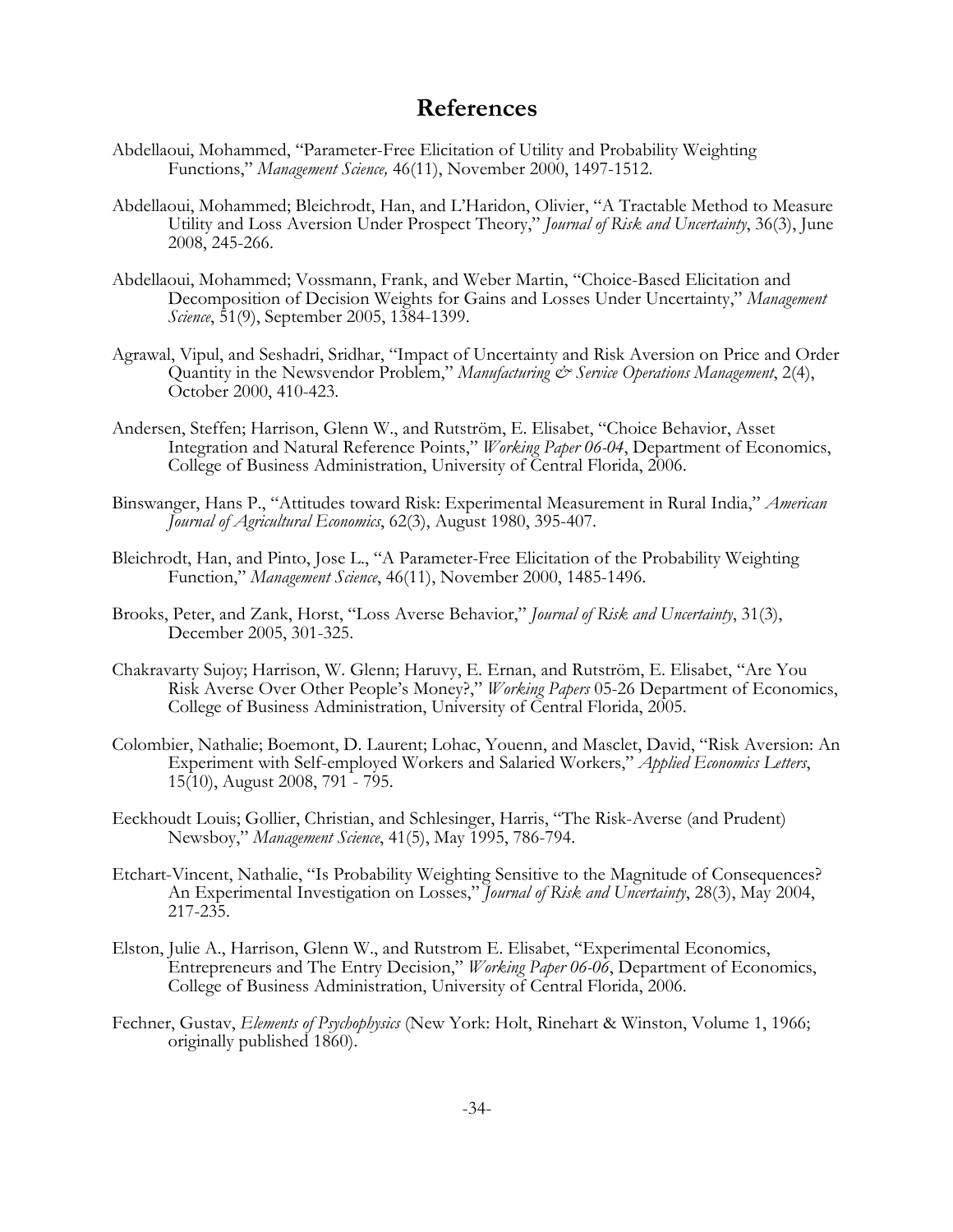# References

Abdellaoui, Mohammed, "Parameter-Free Elicitation of Utility and Probability Weighting Functions," *Management Science,* 46(11), November 2000, 1497-1512.

Abdellaoui, Mohammed; Bleichrodt, Han, and L'Haridon, Olivier, "A Tractable Method to Measure Utility and Loss Aversion Under Prospect Theory," *Journal of Risk and Uncertainty*, 36(3), June 2008, 245-266.

Abdellaoui, Mohammed; Vossmann, Frank, and Weber Martin, "Choice-Based Elicitation and Decomposition of Decision Weights for Gains and Losses Under Uncertainty," *Management Science*, 51(9), September 2005, 1384-1399.

Agrawal, Vipul, and Seshadri, Sridhar, "Impact of Uncertainty and Risk Aversion on Price and Order Quantity in the Newsvendor Problem," *Manufacturing & Service Operations Management*, 2(4), October 2000, 410-423.

Andersen, Steffen; Harrison, Glenn W., and Rutström, E. Elisabet, "Choice Behavior, Asset Integration and Natural Reference Points," *Working Paper 06-04*, Department of Economics, College of Business Administration, University of Central Florida, 2006.

Binswanger, Hans P., "Attitudes toward Risk: Experimental Measurement in Rural India," *American Journal of Agricultural Economics*, 62(3), August 1980, 395-407.

Bleichrodt, Han, and Pinto, Jose L., "A Parameter-Free Elicitation of the Probability Weighting Function," *Management Science*, 46(11), November 2000, 1485-1496.

Brooks, Peter, and Zank, Horst, "Loss Averse Behavior," *Journal of Risk and Uncertainty*, 31(3), December 2005, 301-325.

Chakravarty Sujoy; Harrison, W. Glenn; Haruvy, E. Ernan, and Rutström, E. Elisabet, "Are You Risk Averse Over Other People's Money?," *Working Papers* 05-26 Department of Economics, College of Business Administration, University of Central Florida, 2005.

Colombier, Nathalie; Boemont, D. Laurent; Lohac, Youenn, and Masclet, David, "Risk Aversion: An Experiment with Self-employed Workers and Salaried Workers," *Applied Economics Letters*, 15(10), August 2008, 791 - 795.

Eeckhoudt Louis; Gollier, Christian, and Schlesinger, Harris, "The Risk-Averse (and Prudent) Newsboy," *Management Science*, 41(5), May 1995, 786-794.

Etchart-Vincent, Nathalie, "Is Probability Weighting Sensitive to the Magnitude of Consequences? An Experimental Investigation on Losses," *Journal of Risk and Uncertainty*, 28(3), May 2004, 217-235.

Elston, Julie A., Harrison, Glenn W., and Rutstrom E. Elisabet, "Experimental Economics, Entrepreneurs and The Entry Decision," *Working Paper 06-06*, Department of Economics, College of Business Administration, University of Central Florida, 2006.

Fechner, Gustav, *Elements of Psychophysics* (New York: Holt, Rinehart & Winston, Volume 1, 1966; originally published 1860).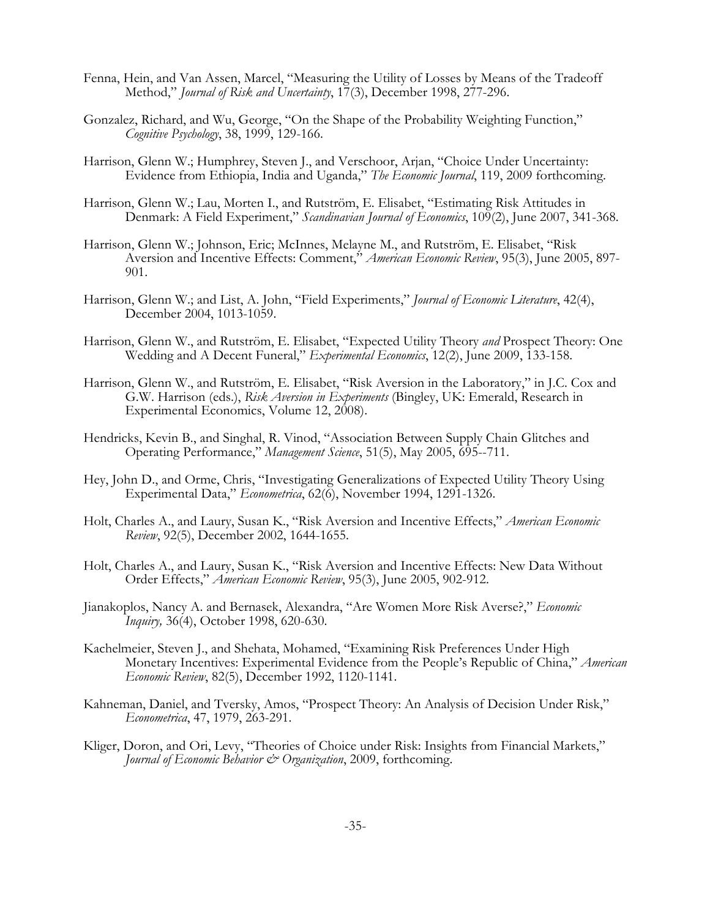Fenna, Hein, and Van Assen, Marcel, "Measuring the Utility of Losses by Means of the Tradeoff Method," *Journal of Risk and Uncertainty*, 17(3), December 1998, 277-296.

Gonzalez, Richard, and Wu, George, "On the Shape of the Probability Weighting Function," *Cognitive Psychology*, 38, 1999, 129-166.

Harrison, Glenn W.; Humphrey, Steven J., and Verschoor, Arjan, "Choice Under Uncertainty: Evidence from Ethiopia, India and Uganda," *The Economic Journal*, 119, 2009 forthcoming.

Harrison, Glenn W.; Lau, Morten I., and Rutström, E. Elisabet, "Estimating Risk Attitudes in Denmark: A Field Experiment," *Scandinavian Journal of Economics*, 109(2), June 2007, 341-368.

Harrison, Glenn W.; Johnson, Eric; McInnes, Melayne M., and Rutström, E. Elisabet, "Risk Aversion and Incentive Effects: Comment," *American Economic Review*, 95(3), June 2005, 897-901.

Harrison, Glenn W.; and List, A. John, "Field Experiments," *Journal of Economic Literature*, 42(4), December 2004, 1013-1059.

Harrison, Glenn W., and Rutström, E. Elisabet, "Expected Utility Theory *and* Prospect Theory: One Wedding and A Decent Funeral," *Experimental Economics*, 12(2), June 2009, 133-158.

Harrison, Glenn W., and Rutström, E. Elisabet, "Risk Aversion in the Laboratory," in J.C. Cox and G.W. Harrison (eds.), *Risk Aversion in Experiments* (Bingley, UK: Emerald, Research in Experimental Economics, Volume 12, 2008).

Hendricks, Kevin B., and Singhal, R. Vinod, "Association Between Supply Chain Glitches and Operating Performance," *Management Science*, 51(5), May 2005, 695--711.

Hey, John D., and Orme, Chris, "Investigating Generalizations of Expected Utility Theory Using Experimental Data," *Econometrica*, 62(6), November 1994, 1291-1326.

Holt, Charles A., and Laury, Susan K., "Risk Aversion and Incentive Effects," *American Economic Review*, 92(5), December 2002, 1644-1655.

Holt, Charles A., and Laury, Susan K., "Risk Aversion and Incentive Effects: New Data Without Order Effects," *American Economic Review*, 95(3), June 2005, 902-912.

Jianakoplos, Nancy A. and Bernasek, Alexandra, "Are Women More Risk Averse?," *Economic Inquiry,* 36(4), October 1998, 620-630.

Kachelmeier, Steven J., and Shehata, Mohamed, "Examining Risk Preferences Under High Monetary Incentives: Experimental Evidence from the People's Republic of China," *American Economic Review*, 82(5), December 1992, 1120-1141.

Kahneman, Daniel, and Tversky, Amos, "Prospect Theory: An Analysis of Decision Under Risk," *Econometrica*, 47, 1979, 263-291.

Kliger, Doron, and Ori, Levy, "Theories of Choice under Risk: Insights from Financial Markets," *Journal of Economic Behavior & Organization*, 2009, forthcoming.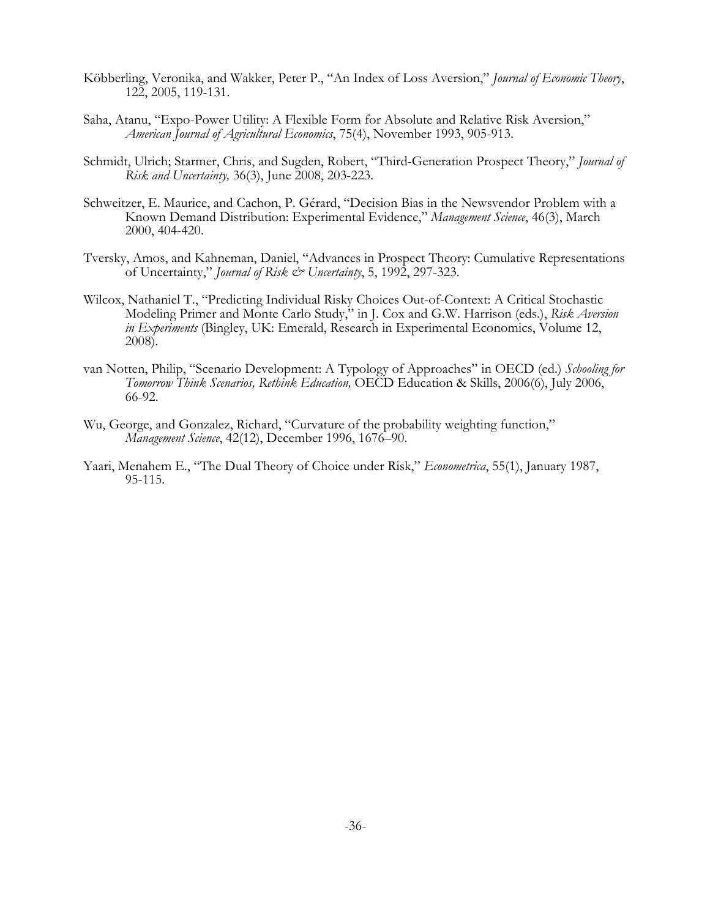Köbberling, Veronika, and Wakker, Peter P., "An Index of Loss Aversion," *Journal of Economic Theory*, 122, 2005, 119-131.

Saha, Atanu, "Expo-Power Utility: A Flexible Form for Absolute and Relative Risk Aversion," *American Journal of Agricultural Economics*, 75(4), November 1993, 905-913.

Schmidt, Ulrich; Starmer, Chris, and Sugden, Robert, "Third-Generation Prospect Theory," *Journal of Risk and Uncertainty,* 36(3), June 2008, 203-223.

Schweitzer, E. Maurice, and Cachon, P. Gérard, "Decision Bias in the Newsvendor Problem with a Known Demand Distribution: Experimental Evidence," *Management Science*, 46(3), March 2000, 404-420.

Tversky, Amos, and Kahneman, Daniel, "Advances in Prospect Theory: Cumulative Representations of Uncertainty," *Journal of Risk & Uncertainty*, 5, 1992, 297-323.

Wilcox, Nathaniel T., "Predicting Individual Risky Choices Out-of-Context: A Critical Stochastic Modeling Primer and Monte Carlo Study," in J. Cox and G.W. Harrison (eds.), *Risk Aversion in Experiments* (Bingley, UK: Emerald, Research in Experimental Economics, Volume 12, 2008).

van Notten, Philip, "Scenario Development: A Typology of Approaches" in OECD (ed.) *Schooling for Tomorrow Think Scenarios, Rethink Education,* OECD Education & Skills, 2006(6), July 2006, 66-92.

Wu, George, and Gonzalez, Richard, "Curvature of the probability weighting function," *Management Science*, 42(12), December 1996, 1676–90.

Yaari, Menahem E., "The Dual Theory of Choice under Risk," *Econometrica*, 55(1), January 1987, 95-115.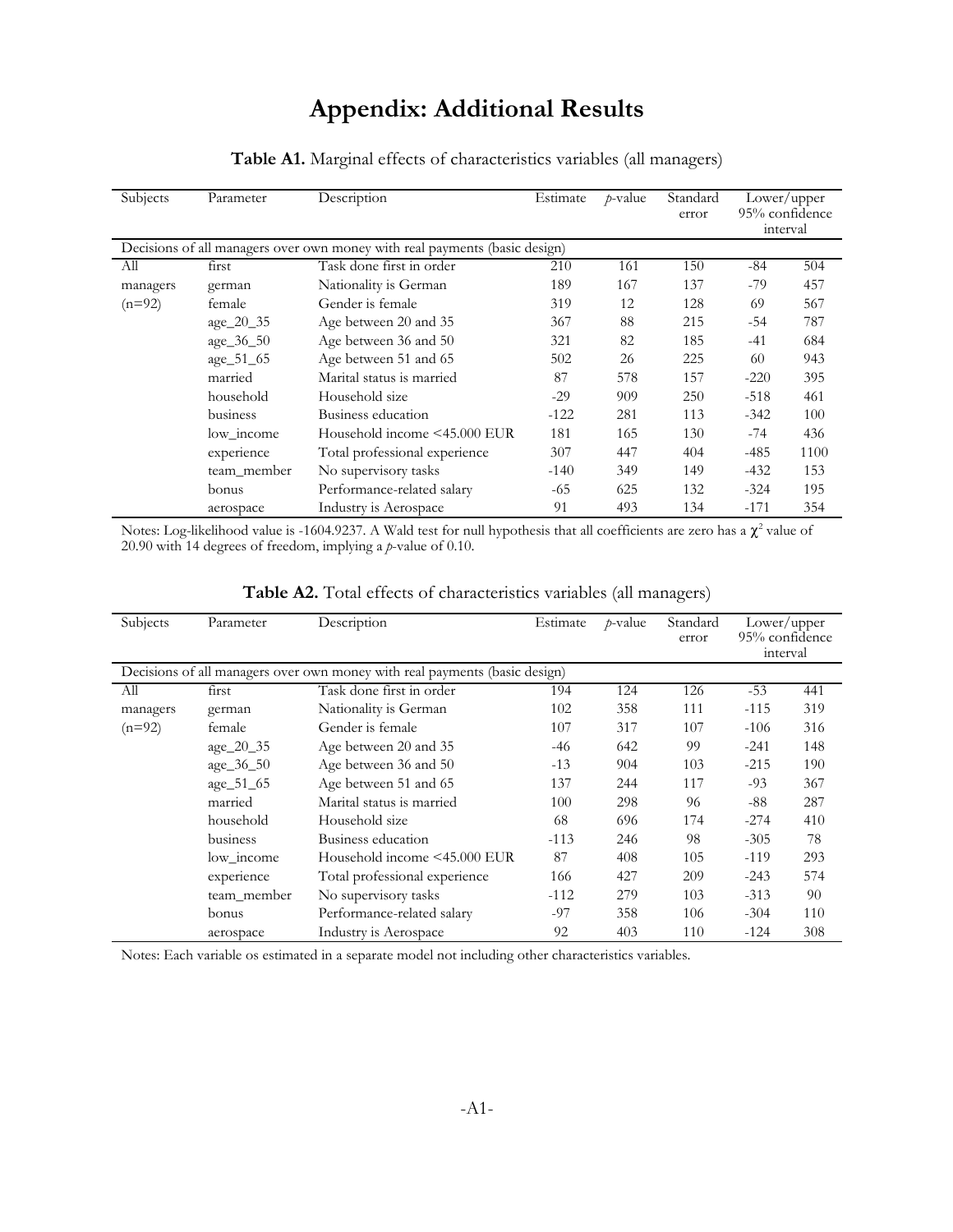# Appendix: Additional Results

**Table A1.** Marginal effects of characteristics variables (all managers)

| Subjects | Parameter | Description | Estimate | *p*-value | Standard error | Lower/upper 95% confidence interval | |
|---|---|---|---|---|---|---|---|
| Decisions of all managers over own money with real payments (basic design) | | | | | | | |
| All managers (n=92) | first | Task done first in order | 210 | 161 | 150 | -84 | 504 |
| | german | Nationality is German | 189 | 167 | 137 | -79 | 457 |
| | female | Gender is female | 319 | 12 | 128 | 69 | 567 |
| | age_20_35 | Age between 20 and 35 | 367 | 88 | 215 | -54 | 787 |
| | age_36_50 | Age between 36 and 50 | 321 | 82 | 185 | -41 | 684 |
| | age_51_65 | Age between 51 and 65 | 502 | 26 | 225 | 60 | 943 |
| | married | Marital status is married | 87 | 578 | 157 | -220 | 395 |
| | household | Household size | -29 | 909 | 250 | -518 | 461 |
| | business | Business education | -122 | 281 | 113 | -342 | 100 |
| | low_income | Household income <45.000 EUR | 181 | 165 | 130 | -74 | 436 |
| | experience | Total professional experience | 307 | 447 | 404 | -485 | 1100 |
| | team_member | No supervisory tasks | -140 | 349 | 149 | -432 | 153 |
| | bonus | Performance-related salary | -65 | 625 | 132 | -324 | 195 |
| | aerospace | Industry is Aerospace | 91 | 493 | 134 | -171 | 354 |

Notes: Log-likelihood value is -1604.9237. A Wald test for null hypothesis that all coefficients are zero has a $\chi^2$ value of 20.90 with 14 degrees of freedom, implying a *p*-value of 0.10.

**Table A2.** Total effects of characteristics variables (all managers)

| Subjects | Parameter | Description | Estimate | *p*-value | Standard error | Lower/upper 95% confidence interval | |
|---|---|---|---|---|---|---|---|
| Decisions of all managers over own money with real payments (basic design) | | | | | | | |
| All managers (n=92) | first | Task done first in order | 194 | 124 | 126 | -53 | 441 |
| | german | Nationality is German | 102 | 358 | 111 | -115 | 319 |
| | female | Gender is female | 107 | 317 | 107 | -106 | 316 |
| | age_20_35 | Age between 20 and 35 | -46 | 642 | 99 | -241 | 148 |
| | age_36_50 | Age between 36 and 50 | -13 | 904 | 103 | -215 | 190 |
| | age_51_65 | Age between 51 and 65 | 137 | 244 | 117 | -93 | 367 |
| | married | Marital status is married | 100 | 298 | 96 | -88 | 287 |
| | household | Household size | 68 | 696 | 174 | -274 | 410 |
| | business | Business education | -113 | 246 | 98 | -305 | 78 |
| | low_income | Household income <45.000 EUR | 87 | 408 | 105 | -119 | 293 |
| | experience | Total professional experience | 166 | 427 | 209 | -243 | 574 |
| | team_member | No supervisory tasks | -112 | 279 | 103 | -313 | 90 |
| | bonus | Performance-related salary | -97 | 358 | 106 | -304 | 110 |
| | aerospace | Industry is Aerospace | 92 | 403 | 110 | -124 | 308 |

Notes: Each variable os estimated in a separate model not including other characteristics variables.